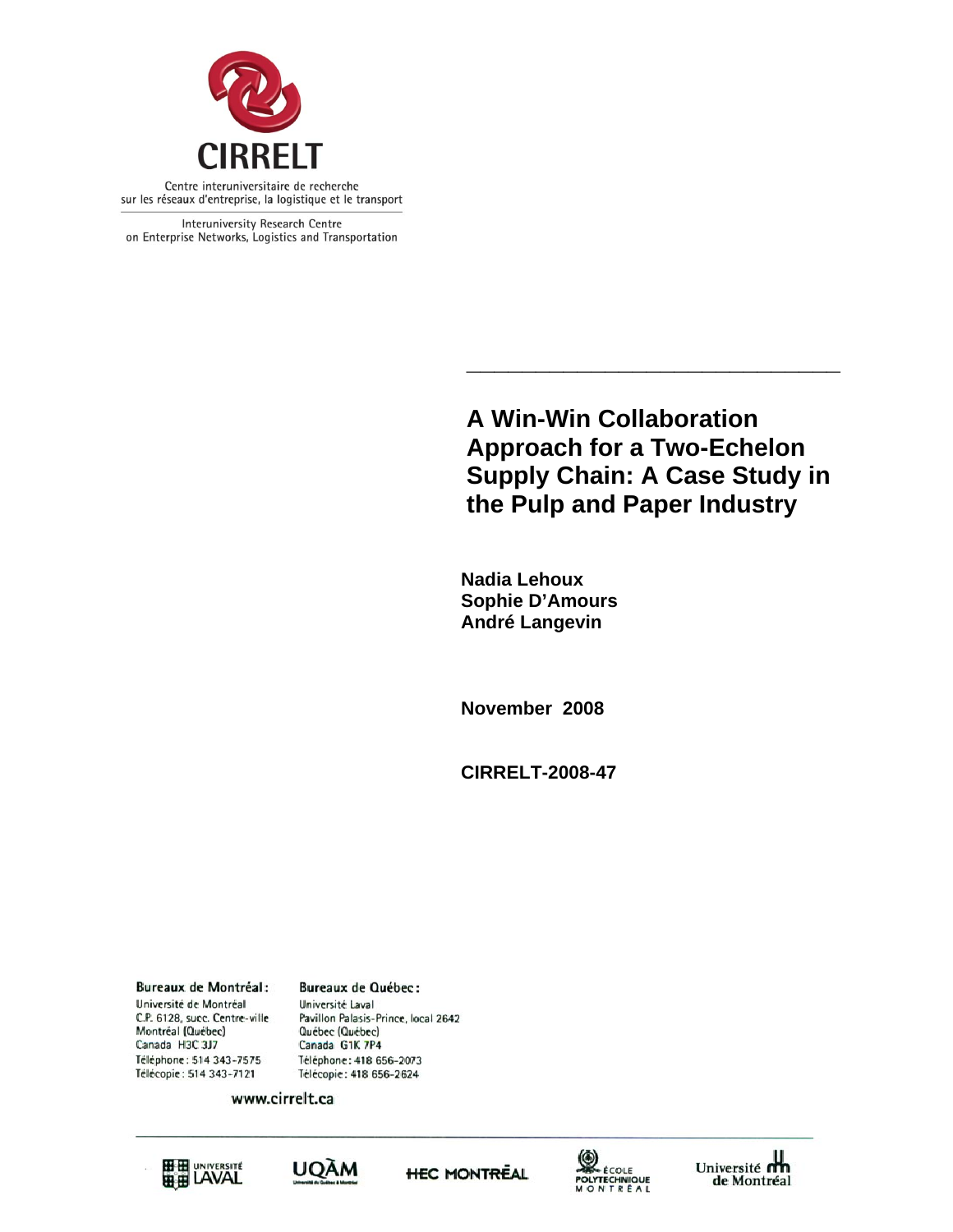CIRRELT

Centre interuniversitaire de recherche sur les réseaux d'entreprise, la logistique et le transport

Interuniversity Research Centre on Enterprise Networks, Logistics and Transportation

# A Win-Win Collaboration Approach for a Two-Echelon Supply Chain: A Case Study in the Pulp and Paper Industry

**Nadia Lehoux**
**Sophie D'Amours**
**André Langevin**

**November 2008**

**CIRRELT-2008-47**

**Bureaux de Montréal:**
Université de Montréal
C.P. 6128, succ. Centre-ville
Montréal (Québec)
Canada H3C 3J7
Téléphone: 514 343-7575
Télécopie: 514 343-7121

**Bureaux de Québec:**
Université Laval
Pavillon Palasis-Prince, local 2642
Québec (Québec)
Canada G1K 7P4
Téléphone: 418 656-2073
Télécopie: 418 656-2624

www.cirrelt.ca

Université Laval | UQÀM | HEC Montréal | École Polytechnique Montréal | Université de Montréal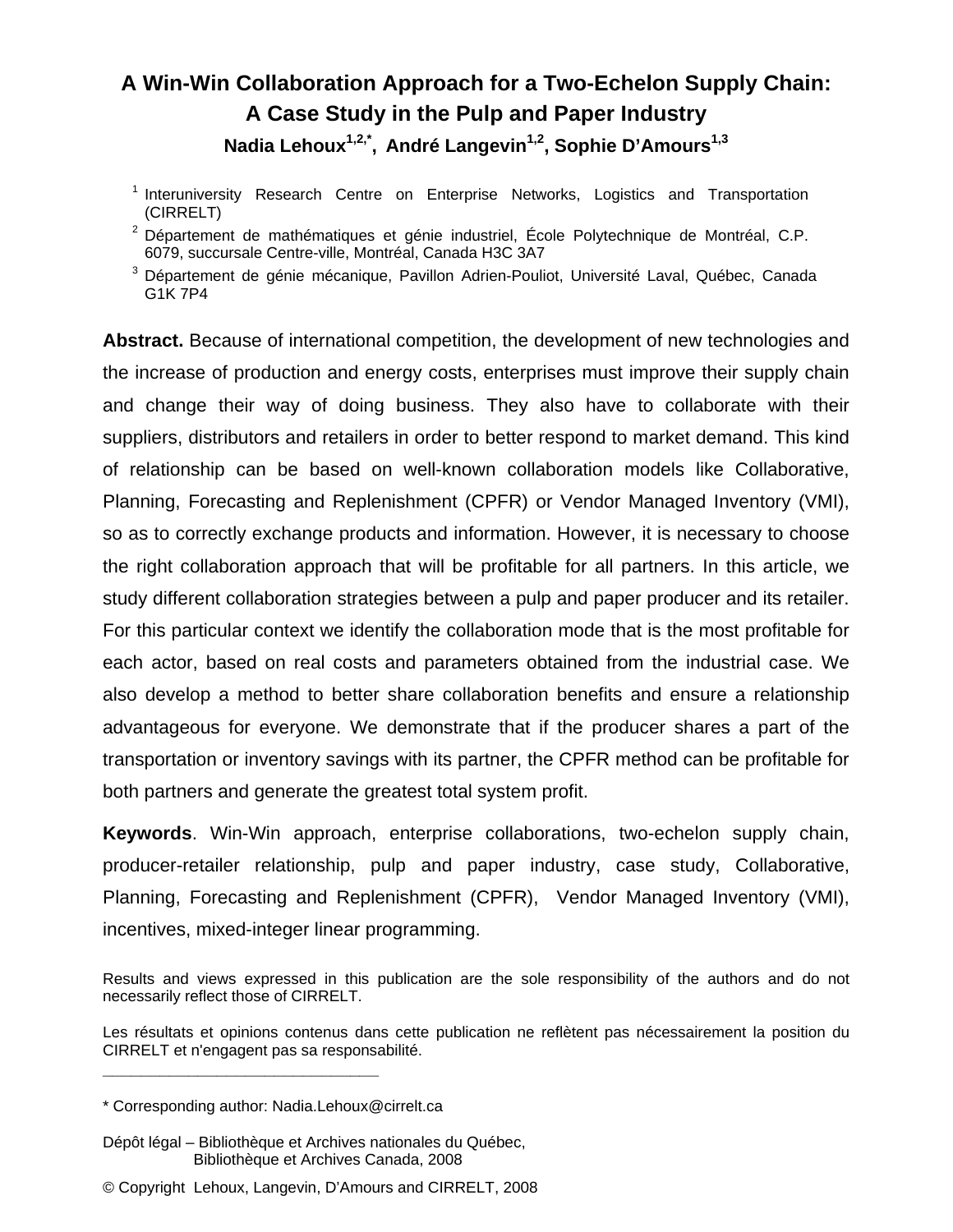# A Win-Win Collaboration Approach for a Two-Echelon Supply Chain: A Case Study in the Pulp and Paper Industry

**Nadia Lehoux[1,2,*], André Langevin[1,2], Sophie D'Amours[1,3]**

[1] Interuniversity Research Centre on Enterprise Networks, Logistics and Transportation (CIRRELT)

[2] Département de mathématiques et génie industriel, École Polytechnique de Montréal, C.P. 6079, succursale Centre-ville, Montréal, Canada H3C 3A7

[3] Département de génie mécanique, Pavillon Adrien-Pouliot, Université Laval, Québec, Canada G1K 7P4

**Abstract.** Because of international competition, the development of new technologies and the increase of production and energy costs, enterprises must improve their supply chain and change their way of doing business. They also have to collaborate with their suppliers, distributors and retailers in order to better respond to market demand. This kind of relationship can be based on well-known collaboration models like Collaborative, Planning, Forecasting and Replenishment (CPFR) or Vendor Managed Inventory (VMI), so as to correctly exchange products and information. However, it is necessary to choose the right collaboration approach that will be profitable for all partners. In this article, we study different collaboration strategies between a pulp and paper producer and its retailer. For this particular context we identify the collaboration mode that is the most profitable for each actor, based on real costs and parameters obtained from the industrial case. We also develop a method to better share collaboration benefits and ensure a relationship advantageous for everyone. We demonstrate that if the producer shares a part of the transportation or inventory savings with its partner, the CPFR method can be profitable for both partners and generate the greatest total system profit.

**Keywords**. Win-Win approach, enterprise collaborations, two-echelon supply chain, producer-retailer relationship, pulp and paper industry, case study, Collaborative, Planning, Forecasting and Replenishment (CPFR), Vendor Managed Inventory (VMI), incentives, mixed-integer linear programming.

Results and views expressed in this publication are the sole responsibility of the authors and do not necessarily reflect those of CIRRELT.

Les résultats et opinions contenus dans cette publication ne reflètent pas nécessairement la position du CIRRELT et n'engagent pas sa responsabilité.

---

* Corresponding author: Nadia.Lehoux@cirrelt.ca

Dépôt légal – Bibliothèque et Archives nationales du Québec, Bibliothèque et Archives Canada, 2008

© Copyright Lehoux, Langevin, D'Amours and CIRRELT, 2008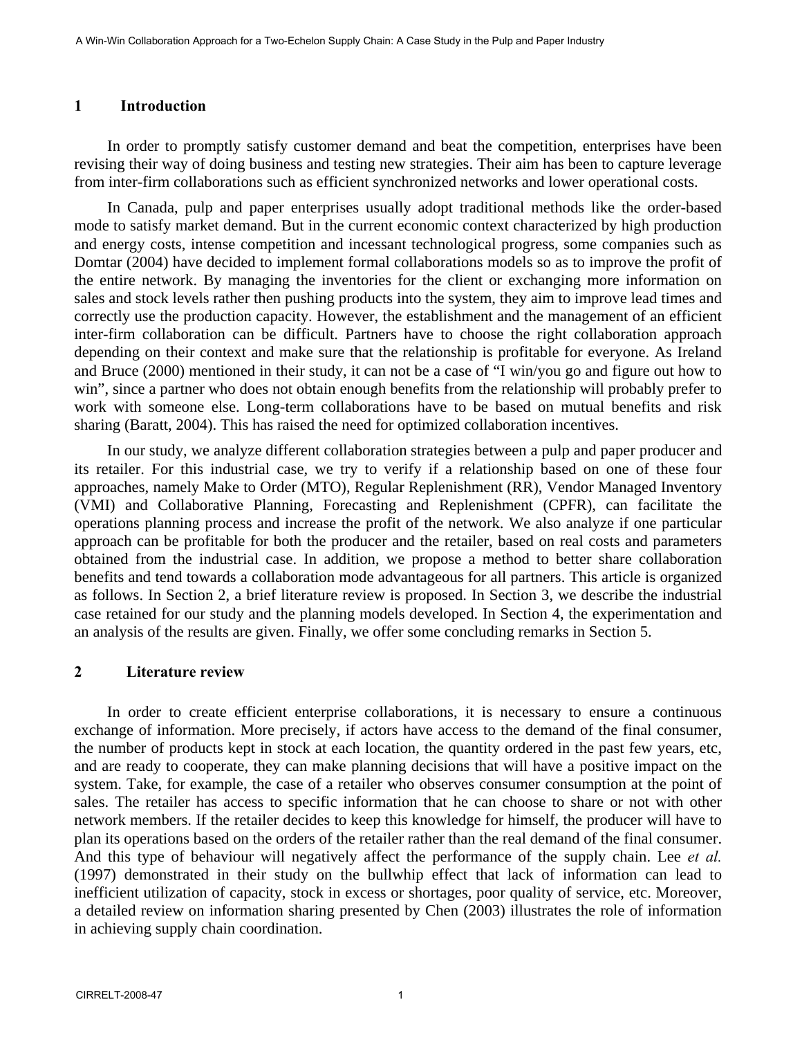## 1 Introduction

In order to promptly satisfy customer demand and beat the competition, enterprises have been revising their way of doing business and testing new strategies. Their aim has been to capture leverage from inter-firm collaborations such as efficient synchronized networks and lower operational costs.

In Canada, pulp and paper enterprises usually adopt traditional methods like the order-based mode to satisfy market demand. But in the current economic context characterized by high production and energy costs, intense competition and incessant technological progress, some companies such as Domtar (2004) have decided to implement formal collaborations models so as to improve the profit of the entire network. By managing the inventories for the client or exchanging more information on sales and stock levels rather then pushing products into the system, they aim to improve lead times and correctly use the production capacity. However, the establishment and the management of an efficient inter-firm collaboration can be difficult. Partners have to choose the right collaboration approach depending on their context and make sure that the relationship is profitable for everyone. As Ireland and Bruce (2000) mentioned in their study, it can not be a case of "I win/you go and figure out how to win", since a partner who does not obtain enough benefits from the relationship will probably prefer to work with someone else. Long-term collaborations have to be based on mutual benefits and risk sharing (Baratt, 2004). This has raised the need for optimized collaboration incentives.

In our study, we analyze different collaboration strategies between a pulp and paper producer and its retailer. For this industrial case, we try to verify if a relationship based on one of these four approaches, namely Make to Order (MTO), Regular Replenishment (RR), Vendor Managed Inventory (VMI) and Collaborative Planning, Forecasting and Replenishment (CPFR), can facilitate the operations planning process and increase the profit of the network. We also analyze if one particular approach can be profitable for both the producer and the retailer, based on real costs and parameters obtained from the industrial case. In addition, we propose a method to better share collaboration benefits and tend towards a collaboration mode advantageous for all partners. This article is organized as follows. In Section 2, a brief literature review is proposed. In Section 3, we describe the industrial case retained for our study and the planning models developed. In Section 4, the experimentation and an analysis of the results are given. Finally, we offer some concluding remarks in Section 5.

## 2 Literature review

In order to create efficient enterprise collaborations, it is necessary to ensure a continuous exchange of information. More precisely, if actors have access to the demand of the final consumer, the number of products kept in stock at each location, the quantity ordered in the past few years, etc, and are ready to cooperate, they can make planning decisions that will have a positive impact on the system. Take, for example, the case of a retailer who observes consumer consumption at the point of sales. The retailer has access to specific information that he can choose to share or not with other network members. If the retailer decides to keep this knowledge for himself, the producer will have to plan its operations based on the orders of the retailer rather than the real demand of the final consumer. And this type of behaviour will negatively affect the performance of the supply chain. Lee *et al.* (1997) demonstrated in their study on the bullwhip effect that lack of information can lead to inefficient utilization of capacity, stock in excess or shortages, poor quality of service, etc. Moreover, a detailed review on information sharing presented by Chen (2003) illustrates the role of information in achieving supply chain coordination.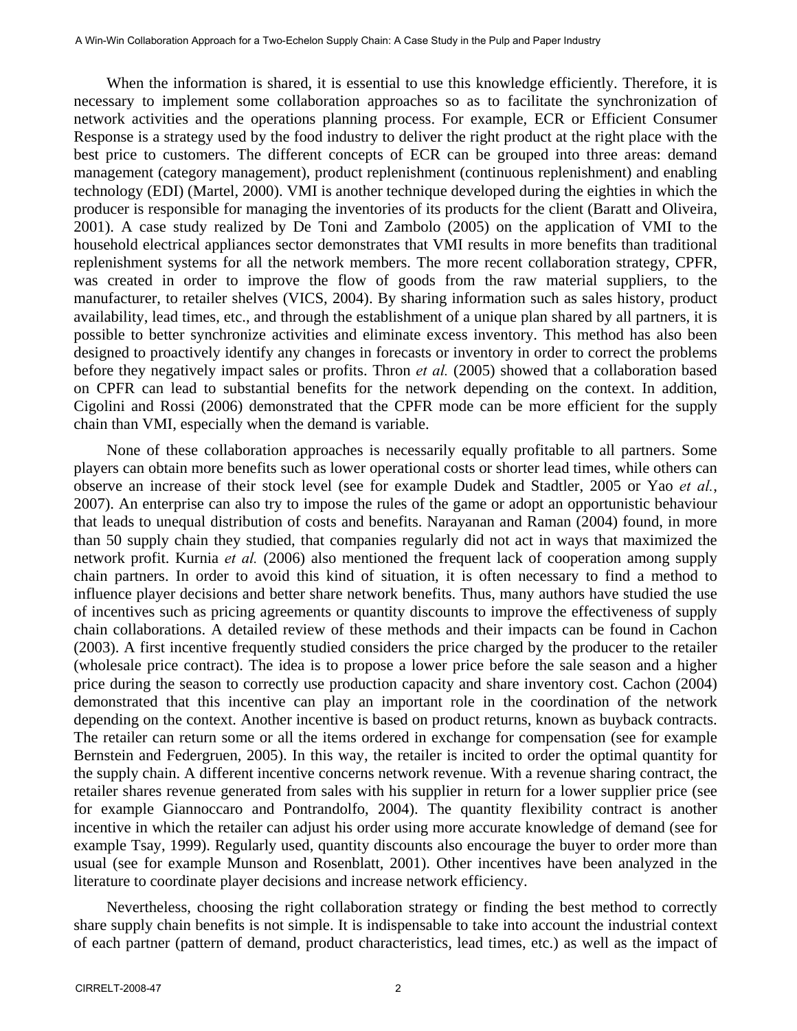When the information is shared, it is essential to use this knowledge efficiently. Therefore, it is necessary to implement some collaboration approaches so as to facilitate the synchronization of network activities and the operations planning process. For example, ECR or Efficient Consumer Response is a strategy used by the food industry to deliver the right product at the right place with the best price to customers. The different concepts of ECR can be grouped into three areas: demand management (category management), product replenishment (continuous replenishment) and enabling technology (EDI) (Martel, 2000). VMI is another technique developed during the eighties in which the producer is responsible for managing the inventories of its products for the client (Baratt and Oliveira, 2001). A case study realized by De Toni and Zambolo (2005) on the application of VMI to the household electrical appliances sector demonstrates that VMI results in more benefits than traditional replenishment systems for all the network members. The more recent collaboration strategy, CPFR, was created in order to improve the flow of goods from the raw material suppliers, to the manufacturer, to retailer shelves (VICS, 2004). By sharing information such as sales history, product availability, lead times, etc., and through the establishment of a unique plan shared by all partners, it is possible to better synchronize activities and eliminate excess inventory. This method has also been designed to proactively identify any changes in forecasts or inventory in order to correct the problems before they negatively impact sales or profits. Thron *et al.* (2005) showed that a collaboration based on CPFR can lead to substantial benefits for the network depending on the context. In addition, Cigolini and Rossi (2006) demonstrated that the CPFR mode can be more efficient for the supply chain than VMI, especially when the demand is variable.

None of these collaboration approaches is necessarily equally profitable to all partners. Some players can obtain more benefits such as lower operational costs or shorter lead times, while others can observe an increase of their stock level (see for example Dudek and Stadtler, 2005 or Yao *et al.*, 2007). An enterprise can also try to impose the rules of the game or adopt an opportunistic behaviour that leads to unequal distribution of costs and benefits. Narayanan and Raman (2004) found, in more than 50 supply chain they studied, that companies regularly did not act in ways that maximized the network profit. Kurnia *et al.* (2006) also mentioned the frequent lack of cooperation among supply chain partners. In order to avoid this kind of situation, it is often necessary to find a method to influence player decisions and better share network benefits. Thus, many authors have studied the use of incentives such as pricing agreements or quantity discounts to improve the effectiveness of supply chain collaborations. A detailed review of these methods and their impacts can be found in Cachon (2003). A first incentive frequently studied considers the price charged by the producer to the retailer (wholesale price contract). The idea is to propose a lower price before the sale season and a higher price during the season to correctly use production capacity and share inventory cost. Cachon (2004) demonstrated that this incentive can play an important role in the coordination of the network depending on the context. Another incentive is based on product returns, known as buyback contracts. The retailer can return some or all the items ordered in exchange for compensation (see for example Bernstein and Federgruen, 2005). In this way, the retailer is incited to order the optimal quantity for the supply chain. A different incentive concerns network revenue. With a revenue sharing contract, the retailer shares revenue generated from sales with his supplier in return for a lower supplier price (see for example Giannoccaro and Pontrandolfo, 2004). The quantity flexibility contract is another incentive in which the retailer can adjust his order using more accurate knowledge of demand (see for example Tsay, 1999). Regularly used, quantity discounts also encourage the buyer to order more than usual (see for example Munson and Rosenblatt, 2001). Other incentives have been analyzed in the literature to coordinate player decisions and increase network efficiency.

Nevertheless, choosing the right collaboration strategy or finding the best method to correctly share supply chain benefits is not simple. It is indispensable to take into account the industrial context of each partner (pattern of demand, product characteristics, lead times, etc.) as well as the impact of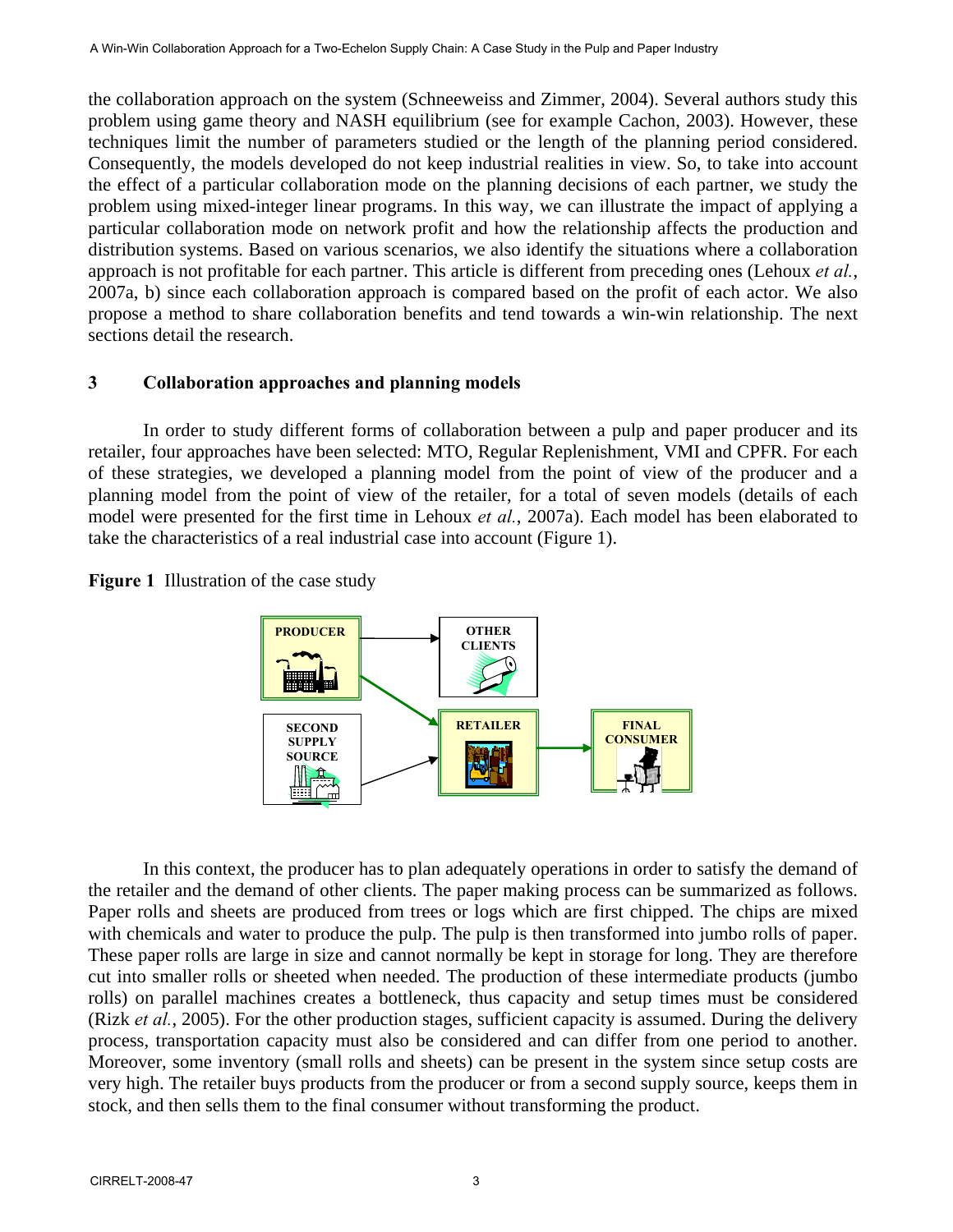the collaboration approach on the system (Schneeweiss and Zimmer, 2004). Several authors study this problem using game theory and NASH equilibrium (see for example Cachon, 2003). However, these techniques limit the number of parameters studied or the length of the planning period considered. Consequently, the models developed do not keep industrial realities in view. So, to take into account the effect of a particular collaboration mode on the planning decisions of each partner, we study the problem using mixed-integer linear programs. In this way, we can illustrate the impact of applying a particular collaboration mode on network profit and how the relationship affects the production and distribution systems. Based on various scenarios, we also identify the situations where a collaboration approach is not profitable for each partner. This article is different from preceding ones (Lehoux *et al.*, 2007a, b) since each collaboration approach is compared based on the profit of each actor. We also propose a method to share collaboration benefits and tend towards a win-win relationship. The next sections detail the research.

## 3 Collaboration approaches and planning models

In order to study different forms of collaboration between a pulp and paper producer and its retailer, four approaches have been selected: MTO, Regular Replenishment, VMI and CPFR. For each of these strategies, we developed a planning model from the point of view of the producer and a planning model from the point of view of the retailer, for a total of seven models (details of each model were presented for the first time in Lehoux *et al.*, 2007a). Each model has been elaborated to take the characteristics of a real industrial case into account (Figure 1).

**Figure 1** Illustration of the case study

PRODUCER → OTHER CLIENTS; PRODUCER → RETAILER; SECOND SUPPLY SOURCE → RETAILER; RETAILER → FINAL CONSUMER

In this context, the producer has to plan adequately operations in order to satisfy the demand of the retailer and the demand of other clients. The paper making process can be summarized as follows. Paper rolls and sheets are produced from trees or logs which are first chipped. The chips are mixed with chemicals and water to produce the pulp. The pulp is then transformed into jumbo rolls of paper. These paper rolls are large in size and cannot normally be kept in storage for long. They are therefore cut into smaller rolls or sheeted when needed. The production of these intermediate products (jumbo rolls) on parallel machines creates a bottleneck, thus capacity and setup times must be considered (Rizk *et al.*, 2005). For the other production stages, sufficient capacity is assumed. During the delivery process, transportation capacity must also be considered and can differ from one period to another. Moreover, some inventory (small rolls and sheets) can be present in the system since setup costs are very high. The retailer buys products from the producer or from a second supply source, keeps them in stock, and then sells them to the final consumer without transforming the product.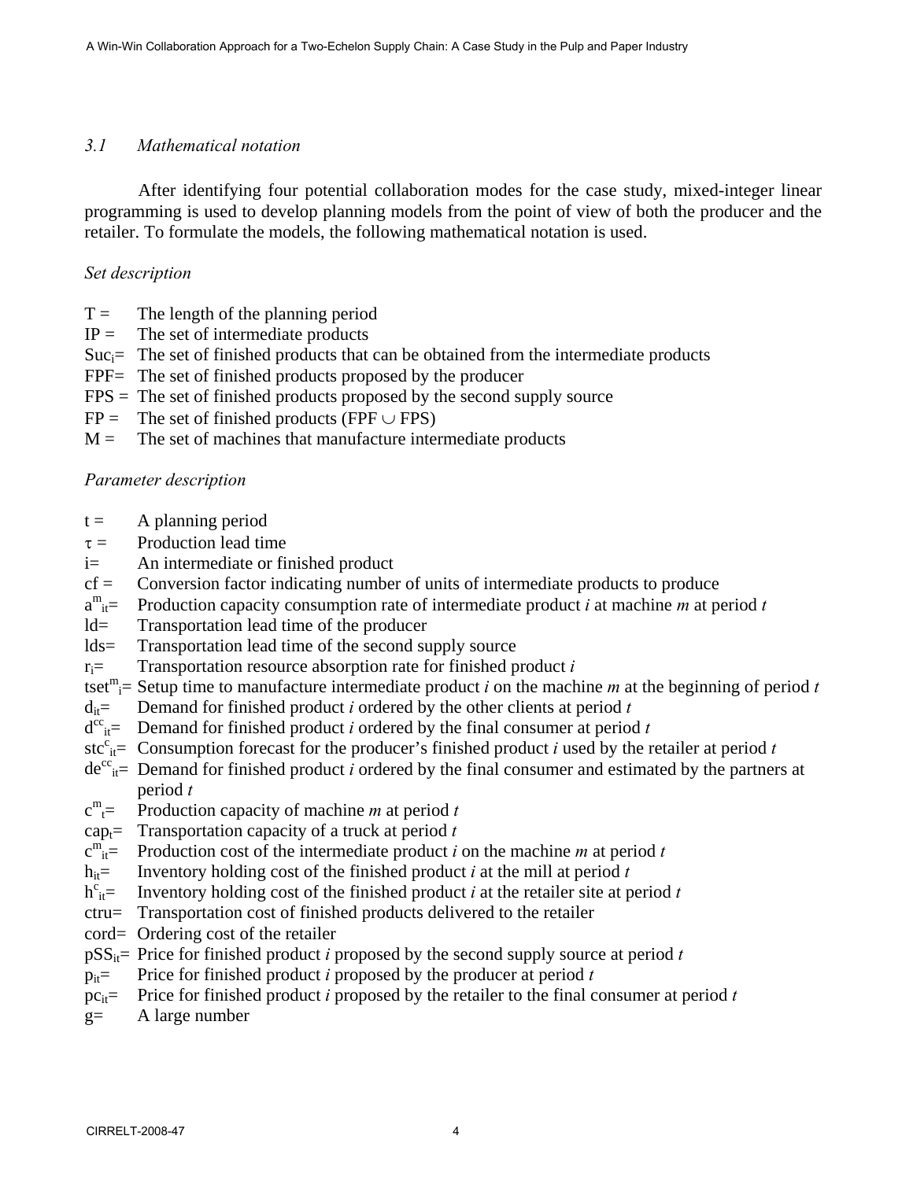### *3.1 Mathematical notation*

After identifying four potential collaboration modes for the case study, mixed-integer linear programming is used to develop planning models from the point of view of both the producer and the retailer. To formulate the models, the following mathematical notation is used.

*Set description*

- $T$ = The length of the planning period
- $IP$ = The set of intermediate products
- $Suc_i$= The set of finished products that can be obtained from the intermediate products
- $FPF$= The set of finished products proposed by the producer
- $FPS$ = The set of finished products proposed by the second supply source
- $FP$ = The set of finished products ($FPF \cup FPS$)
- $M$ = The set of machines that manufacture intermediate products

*Parameter description*

- $t$ = A planning period
- $\tau$ = Production lead time
- $i$= An intermediate or finished product
- $cf$ = Conversion factor indicating number of units of intermediate products to produce
- $a^m_{it}$= Production capacity consumption rate of intermediate product *i* at machine *m* at period *t*
- $ld$= Transportation lead time of the producer
- $lds$= Transportation lead time of the second supply source
- $r_i$= Transportation resource absorption rate for finished product *i*
- $tset^m_i$= Setup time to manufacture intermediate product *i* on the machine *m* at the beginning of period *t*
- $d_{it}$= Demand for finished product *i* ordered by the other clients at period *t*
- $d^{cc}_{it}$= Demand for finished product *i* ordered by the final consumer at period *t*
- $stc^c_{it}$= Consumption forecast for the producer's finished product *i* used by the retailer at period *t*
- $de^{cc}_{it}$= Demand for finished product *i* ordered by the final consumer and estimated by the partners at period *t*
- $c^m_t$= Production capacity of machine *m* at period *t*
- $cap_t$= Transportation capacity of a truck at period *t*
- $c^m_{it}$= Production cost of the intermediate product *i* on the machine *m* at period *t*
- $h_{it}$= Inventory holding cost of the finished product *i* at the mill at period *t*
- $h^c_{it}$= Inventory holding cost of the finished product *i* at the retailer site at period *t*
- $ctru$= Transportation cost of finished products delivered to the retailer
- $cord$= Ordering cost of the retailer
- $pSS_{it}$= Price for finished product *i* proposed by the second supply source at period *t*
- $p_{it}$= Price for finished product *i* proposed by the producer at period *t*
- $pc_{it}$= Price for finished product *i* proposed by the retailer to the final consumer at period *t*
- $g$= A large number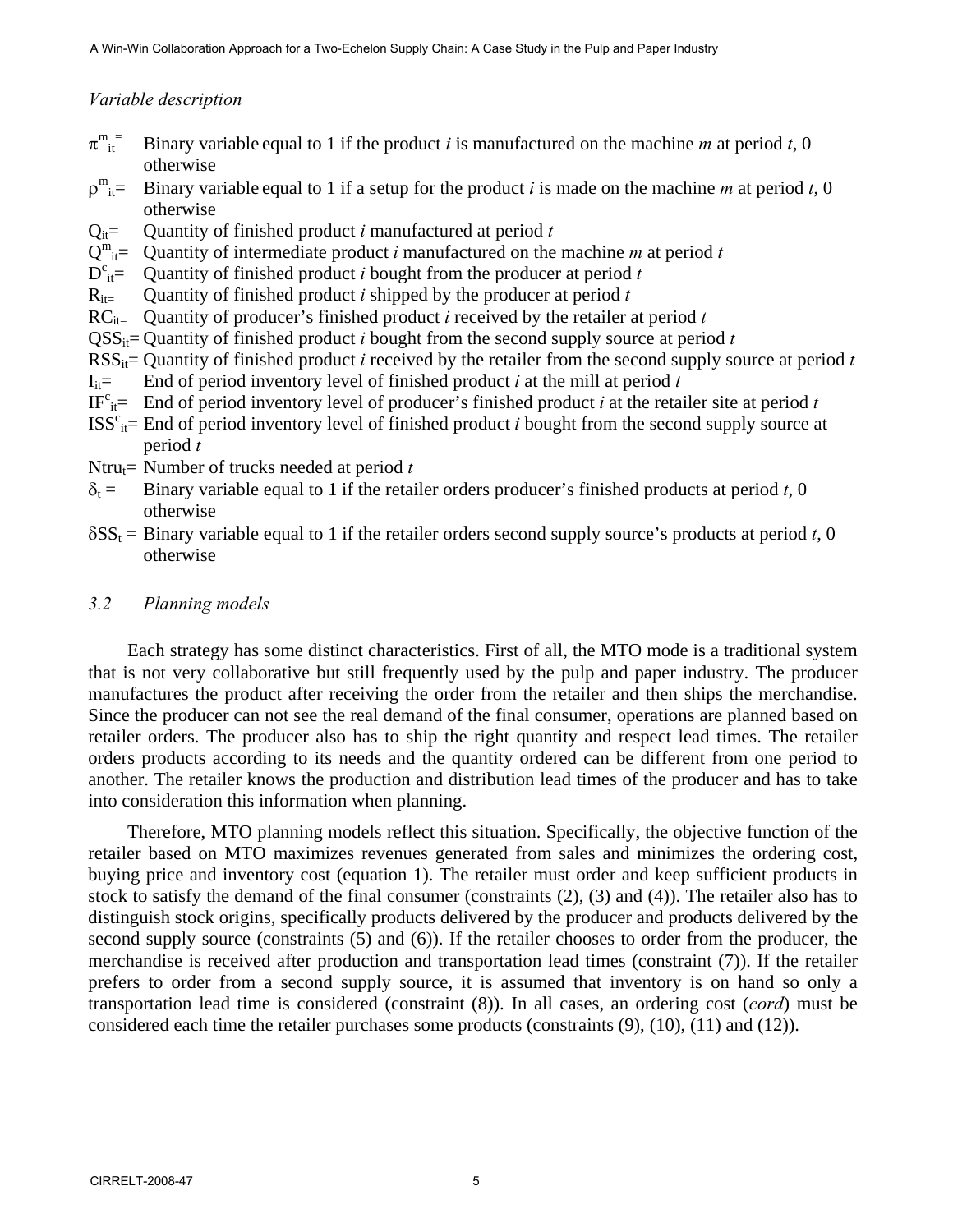*Variable description*

$\pi^{m}_{it}$ = Binary variable equal to 1 if the product *i* is manufactured on the machine *m* at period *t*, 0 otherwise

$\rho^{m}_{it}$ = Binary variable equal to 1 if a setup for the product *i* is made on the machine *m* at period *t*, 0 otherwise

$Q_{it}$ = Quantity of finished product *i* manufactured at period *t*

$Q^{m}_{it}$ = Quantity of intermediate product *i* manufactured on the machine *m* at period *t*

$D^{c}_{it}$ = Quantity of finished product *i* bought from the producer at period *t*

$R_{it}$ = Quantity of finished product *i* shipped by the producer at period *t*

$RC_{it}$ = Quantity of producer's finished product *i* received by the retailer at period *t*

$QSS_{it}$ = Quantity of finished product *i* bought from the second supply source at period *t*

$RSS_{it}$ = Quantity of finished product *i* received by the retailer from the second supply source at period *t*

$I_{it}$ = End of period inventory level of finished product *i* at the mill at period *t*

$IF^{c}_{it}$ = End of period inventory level of producer's finished product *i* at the retailer site at period *t*

$ISS^{c}_{it}$ = End of period inventory level of finished product *i* bought from the second supply source at period *t*

$Ntru_{t}$ = Number of trucks needed at period *t*

$\delta_{t}$ = Binary variable equal to 1 if the retailer orders producer's finished products at period *t*, 0 otherwise

$\delta SS_{t}$ = Binary variable equal to 1 if the retailer orders second supply source's products at period *t*, 0 otherwise

### *3.2 Planning models*

Each strategy has some distinct characteristics. First of all, the MTO mode is a traditional system that is not very collaborative but still frequently used by the pulp and paper industry. The producer manufactures the product after receiving the order from the retailer and then ships the merchandise. Since the producer can not see the real demand of the final consumer, operations are planned based on retailer orders. The producer also has to ship the right quantity and respect lead times. The retailer orders products according to its needs and the quantity ordered can be different from one period to another. The retailer knows the production and distribution lead times of the producer and has to take into consideration this information when planning.

Therefore, MTO planning models reflect this situation. Specifically, the objective function of the retailer based on MTO maximizes revenues generated from sales and minimizes the ordering cost, buying price and inventory cost (equation 1). The retailer must order and keep sufficient products in stock to satisfy the demand of the final consumer (constraints (2), (3) and (4)). The retailer also has to distinguish stock origins, specifically products delivered by the producer and products delivered by the second supply source (constraints (5) and (6)). If the retailer chooses to order from the producer, the merchandise is received after production and transportation lead times (constraint (7)). If the retailer prefers to order from a second supply source, it is assumed that inventory is on hand so only a transportation lead time is considered (constraint (8)). In all cases, an ordering cost (*cord*) must be considered each time the retailer purchases some products (constraints (9), (10), (11) and (12)).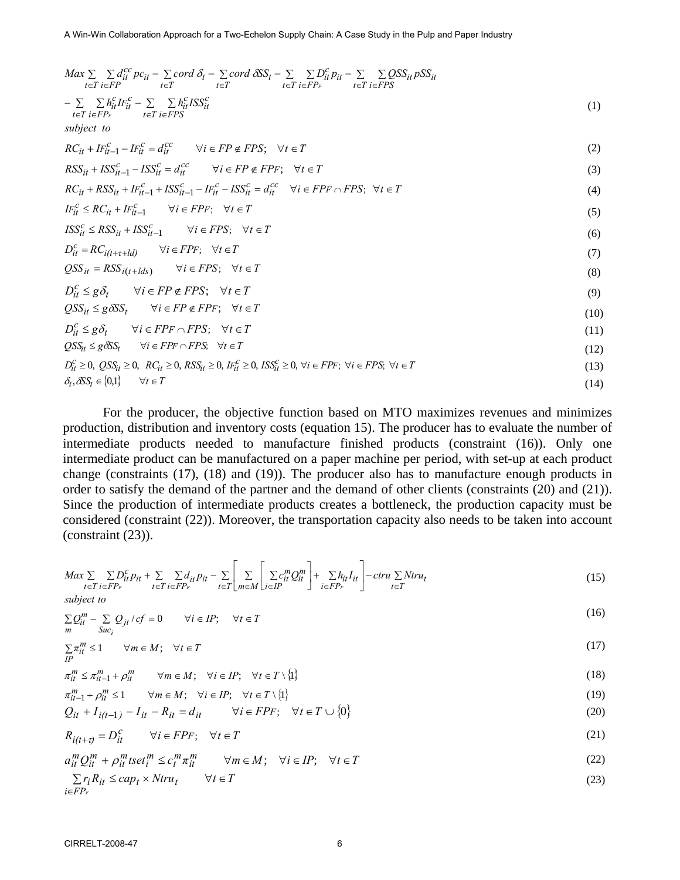$$Max \sum_{t \in T} \sum_{i \in FP} d_{it}^{cc} pc_{it} - \sum_{t \in T} cord\ \delta_t - \sum_{t \in T} cord\ \delta SS_t - \sum_{t \in T} \sum_{i \in FP_F} D_{it}^{c} p_{it} - \sum_{t \in T} \sum_{i \in FPS} QSS_{it} pSS_{it}$$

$$- \sum_{t \in T} \sum_{i \in FP_F} h_{it}^{c} IF_{it}^{c} - \sum_{t \in T} \sum_{i \in FPS} h_{it}^{c} ISS_{it}^{c} \tag{1}$$

*subject to*

$$RC_{it} + IF_{it-1}^{c} - IF_{it}^{c} = d_{it}^{cc} \qquad \forall i \in FP \notin FPS; \quad \forall t \in T \tag{2}$$

$$RSS_{it} + ISS_{it-1}^{c} - ISS_{it}^{c} = d_{it}^{cc} \qquad \forall i \in FP \notin FPF; \quad \forall t \in T \tag{3}$$

$$RC_{it} + RSS_{it} + IF_{it-1}^{c} + ISS_{it-1}^{c} - IF_{it}^{c} - ISS_{it}^{c} = d_{it}^{cc} \quad \forall i \in FPF \cap FPS; \ \forall t \in T \tag{4}$$

$$IF_{it}^{c} \le RC_{it} + IF_{it-1}^{c} \qquad \forall i \in FPF; \quad \forall t \in T \tag{5}$$

$$ISS_{it}^{c} \le RSS_{it} + ISS_{it-1}^{c} \qquad \forall i \in FPS; \quad \forall t \in T \tag{6}$$

$$D_{it}^{c} = RC_{i(t+\tau+ld)} \qquad \forall i \in FPF; \quad \forall t \in T \tag{7}$$

$$QSS_{it} = RSS_{i(t+lds)} \qquad \forall i \in FPS; \quad \forall t \in T \tag{8}$$

$$D_{it}^{c} \le g\delta_t \qquad \forall i \in FP \notin FPS; \quad \forall t \in T \tag{9}$$

$$QSS_{it} \le g\delta SS_t \qquad \forall i \in FP \notin FPF; \quad \forall t \in T \tag{10}$$

$$D_{it}^{c} \le g\delta_t \qquad \forall i \in FPF \cap FPS; \quad \forall t \in T \tag{11}$$

$$QSS_{it} \le g\delta SS_t \qquad \forall i \in FPF \cap FPS; \quad \forall t \in T \tag{12}$$

$$D_{it}^{c} \ge 0,\ QSS_{it} \ge 0,\ RC_{it} \ge 0,\ RSS_{it} \ge 0,\ IF_{it}^{c} \ge 0,\ ISS_{it}^{c} \ge 0,\ \forall i \in FPF;\ \forall i \in FPS;\ \forall t \in T \tag{13}$$

$$\delta_t, \delta SS_t \in \{0,1\} \qquad \forall t \in T \tag{14}$$

For the producer, the objective function based on MTO maximizes revenues and minimizes production, distribution and inventory costs (equation 15). The producer has to evaluate the number of intermediate products needed to manufacture finished products (constraint (16)). Only one intermediate product can be manufactured on a paper machine per period, with set-up at each product change (constraints (17), (18) and (19)). The producer also has to manufacture enough products in order to satisfy the demand of the partner and the demand of other clients (constraints (20) and (21)). Since the production of intermediate products creates a bottleneck, the production capacity must be considered (constraint (22)). Moreover, the transportation capacity also needs to be taken into account (constraint (23)).

$$Max \sum_{t \in T} \sum_{i \in FP_F} D_{it}^{c} p_{it} + \sum_{t \in T} \sum_{i \in FP_F} d_{it} p_{it} - \sum_{t \in T} \left[ \sum_{m \in M} \left[ \sum_{i \in IP} c_{it}^{m} Q_{it}^{m} \right] + \sum_{i \in FP_F} h_{it} I_{it} \right] - ctru \sum_{t \in T} Ntru_t \tag{15}$$

*subject to*

$$\sum_{m} Q_{it}^{m} - \sum_{Suc_i} Q_{jt} / cf = 0 \qquad \forall i \in IP; \quad \forall t \in T \tag{16}$$

$$\sum_{IP} \pi_{it}^{m} \le 1 \qquad \forall m \in M; \quad \forall t \in T \tag{17}$$

$$\pi_{it}^{m} \le \pi_{it-1}^{m} + \rho_{it}^{m} \qquad \forall m \in M; \quad \forall i \in IP; \quad \forall t \in T \setminus \{1\} \tag{18}$$

$$\pi_{it-1}^{m} + \rho_{it}^{m} \le 1 \qquad \forall m \in M; \quad \forall i \in IP; \quad \forall t \in T \setminus \{1\} \tag{19}$$

$$Q_{it} + I_{i(t-1)} - I_{it} - R_{it} = d_{it} \qquad \forall i \in FPF; \quad \forall t \in T \cup \{0\} \tag{20}$$

$$R_{i(t+\tau)} = D_{it}^{c} \qquad \forall i \in FPF; \quad \forall t \in T \tag{21}$$

$$a_{it}^{m} Q_{it}^{m} + \rho_{it}^{m} tset_{i}^{m} \le c_{t}^{m} \pi_{it}^{m} \qquad \forall m \in M; \quad \forall i \in IP; \quad \forall t \in T \tag{22}$$

$$\sum_{i \in FP_F} r_i R_{it} \le cap_t \times Ntru_t \qquad \forall t \in T \tag{23}$$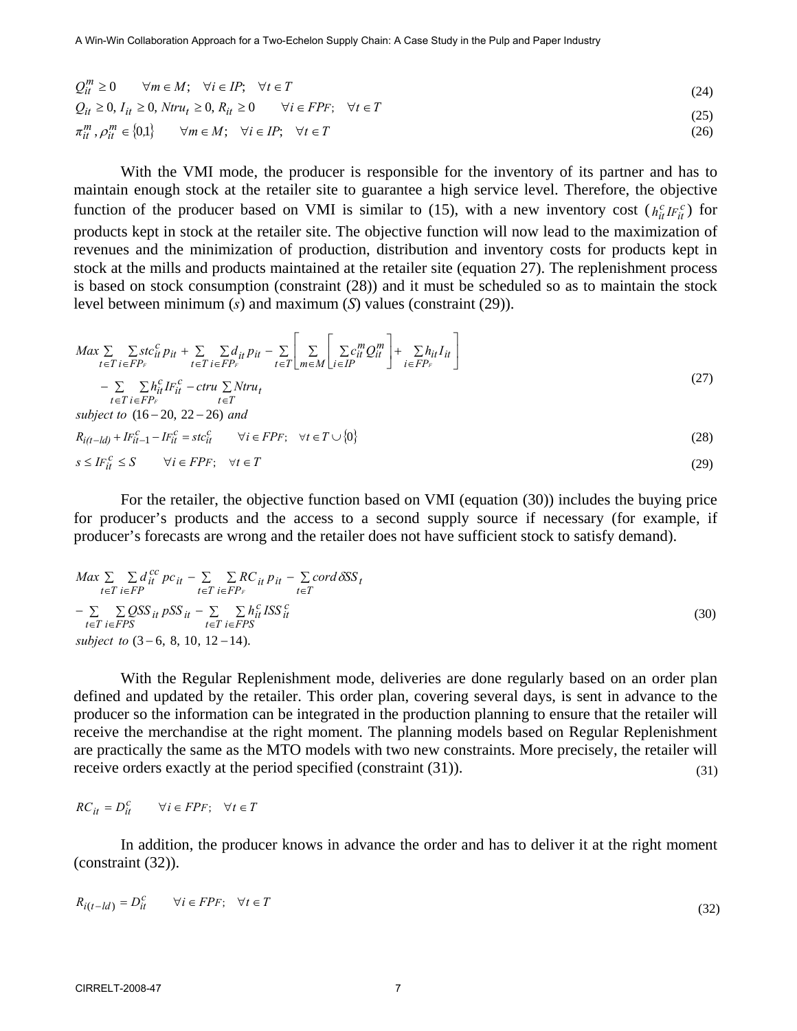$$Q_{it}^{m} \geq 0 \qquad \forall m \in M; \quad \forall i \in IP; \quad \forall t \in T \tag{24}$$

$$Q_{it} \geq 0,\ I_{it} \geq 0,\ Ntru_{t} \geq 0,\ R_{it} \geq 0 \qquad \forall i \in FP_{F}; \quad \forall t \in T \tag{25}$$

$$\pi_{it}^{m}, \rho_{it}^{m} \in \{0,1\} \qquad \forall m \in M; \quad \forall i \in IP; \quad \forall t \in T \tag{26}$$

With the VMI mode, the producer is responsible for the inventory of its partner and has to maintain enough stock at the retailer site to guarantee a high service level. Therefore, the objective function of the producer based on VMI is similar to (15), with a new inventory cost ($h_{it}^{c} IF_{it}^{c}$) for products kept in stock at the retailer site. The objective function will now lead to the maximization of revenues and the minimization of production, distribution and inventory costs for products kept in stock at the mills and products maintained at the retailer site (equation 27). The replenishment process is based on stock consumption (constraint (28)) and it must be scheduled so as to maintain the stock level between minimum ($s$) and maximum ($S$) values (constraint (29)).

$$\begin{aligned} Max \sum_{t \in T} \sum_{i \in FP_F} stc_{it}^{c} p_{it} + \sum_{t \in T} \sum_{i \in FP_F} d_{it} p_{it} - \sum_{t \in T} \left[ \sum_{m \in M} \left[ \sum_{i \in IP} c_{it}^{m} Q_{it}^{m} \right] + \sum_{i \in FP_F} h_{it} I_{it} \right] \\ - \sum_{t \in T} \sum_{i \in FP_F} h_{it}^{c} IF_{it}^{c} - ctru \sum_{t \in T} Ntru_{t} \end{aligned} \tag{27}$$

*subject to* $(16-20,\ 22-26)$ *and*

$$R_{i(t-ld)} + IF_{it-1}^{c} - IF_{it}^{c} = stc_{it}^{c} \qquad \forall i \in FP_{F}; \quad \forall t \in T \cup \{0\} \tag{28}$$

$$s \leq IF_{it}^{c} \leq S \qquad \forall i \in FP_{F}; \quad \forall t \in T \tag{29}$$

For the retailer, the objective function based on VMI (equation (30)) includes the buying price for producer's products and the access to a second supply source if necessary (for example, if producer's forecasts are wrong and the retailer does not have sufficient stock to satisfy demand).

$$\begin{aligned} Max \sum_{t \in T} \sum_{i \in FP} d_{it}^{cc} pc_{it} - \sum_{t \in T} \sum_{i \in FP_F} RC_{it} p_{it} - \sum_{t \in T} cord\, \delta SS_{t} \\ - \sum_{t \in T} \sum_{i \in FPS} QSS_{it} pSS_{it} - \sum_{t \in T} \sum_{i \in FPS} h_{it}^{c} ISS_{it}^{c} \end{aligned} \tag{30}$$

*subject to* $(3-6,\ 8,\ 10,\ 12-14)$.

With the Regular Replenishment mode, deliveries are done regularly based on an order plan defined and updated by the retailer. This order plan, covering several days, is sent in advance to the producer so the information can be integrated in the production planning to ensure that the retailer will receive the merchandise at the right moment. The planning models based on Regular Replenishment are practically the same as the MTO models with two new constraints. More precisely, the retailer will receive orders exactly at the period specified (constraint (31)).

$$RC_{it} = D_{it}^{c} \qquad \forall i \in FP_{F}; \quad \forall t \in T \tag{31}$$

In addition, the producer knows in advance the order and has to deliver it at the right moment (constraint (32)).

$$R_{i(t-ld)} = D_{it}^{c} \qquad \forall i \in FP_{F}; \quad \forall t \in T \tag{32}$$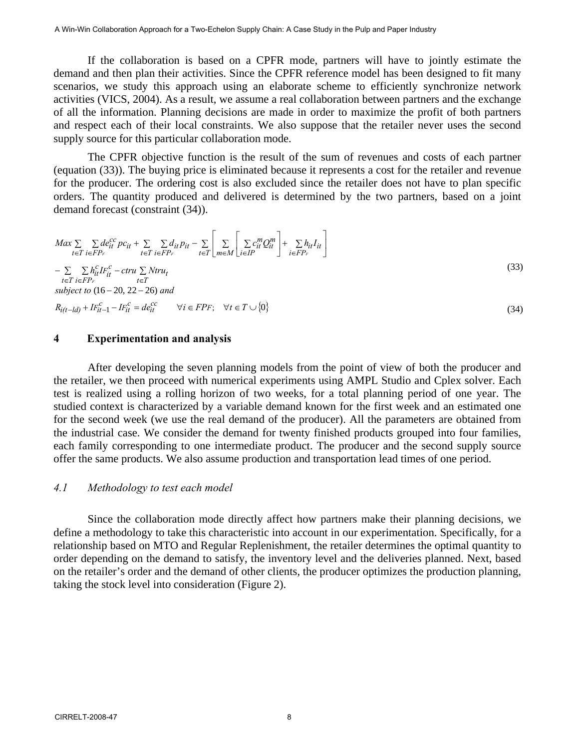If the collaboration is based on a CPFR mode, partners will have to jointly estimate the demand and then plan their activities. Since the CPFR reference model has been designed to fit many scenarios, we study this approach using an elaborate scheme to efficiently synchronize network activities (VICS, 2004). As a result, we assume a real collaboration between partners and the exchange of all the information. Planning decisions are made in order to maximize the profit of both partners and respect each of their local constraints. We also suppose that the retailer never uses the second supply source for this particular collaboration mode.

The CPFR objective function is the result of the sum of revenues and costs of each partner (equation (33)). The buying price is eliminated because it represents a cost for the retailer and revenue for the producer. The ordering cost is also excluded since the retailer does not have to plan specific orders. The quantity produced and delivered is determined by the two partners, based on a joint demand forecast (constraint (34)).

$$Max \sum_{t\in T}\sum_{i\in FP_F} de_{it}^{cc} pc_{it} + \sum_{t\in T}\sum_{i\in FP_F} d_{it} p_{it} - \sum_{t\in T}\left[\sum_{m\in M}\left[\sum_{i\in IP} c_{it}^{m} Q_{it}^{m}\right] + \sum_{i\in FP_F} h_{it} I_{it}\right]$$

$$- \sum_{t\in T}\sum_{i\in FP_F} h_{it}^{c} IF_{it}^{c} - ctru \sum_{t\in T} Ntru_t \tag{33}$$

*subject to* (16 – 20, 22 – 26) *and*

$$R_{i(t-ld)} + IF_{it-1}^{c} - IF_{it}^{c} = de_{it}^{cc} \qquad \forall i \in FP_F; \quad \forall t \in T \cup \{0\} \tag{34}$$

## 4 Experimentation and analysis

After developing the seven planning models from the point of view of both the producer and the retailer, we then proceed with numerical experiments using AMPL Studio and Cplex solver. Each test is realized using a rolling horizon of two weeks, for a total planning period of one year. The studied context is characterized by a variable demand known for the first week and an estimated one for the second week (we use the real demand of the producer). All the parameters are obtained from the industrial case. We consider the demand for twenty finished products grouped into four families, each family corresponding to one intermediate product. The producer and the second supply source offer the same products. We also assume production and transportation lead times of one period.

### *4.1 Methodology to test each model*

Since the collaboration mode directly affect how partners make their planning decisions, we define a methodology to take this characteristic into account in our experimentation. Specifically, for a relationship based on MTO and Regular Replenishment, the retailer determines the optimal quantity to order depending on the demand to satisfy, the inventory level and the deliveries planned. Next, based on the retailer's order and the demand of other clients, the producer optimizes the production planning, taking the stock level into consideration (Figure 2).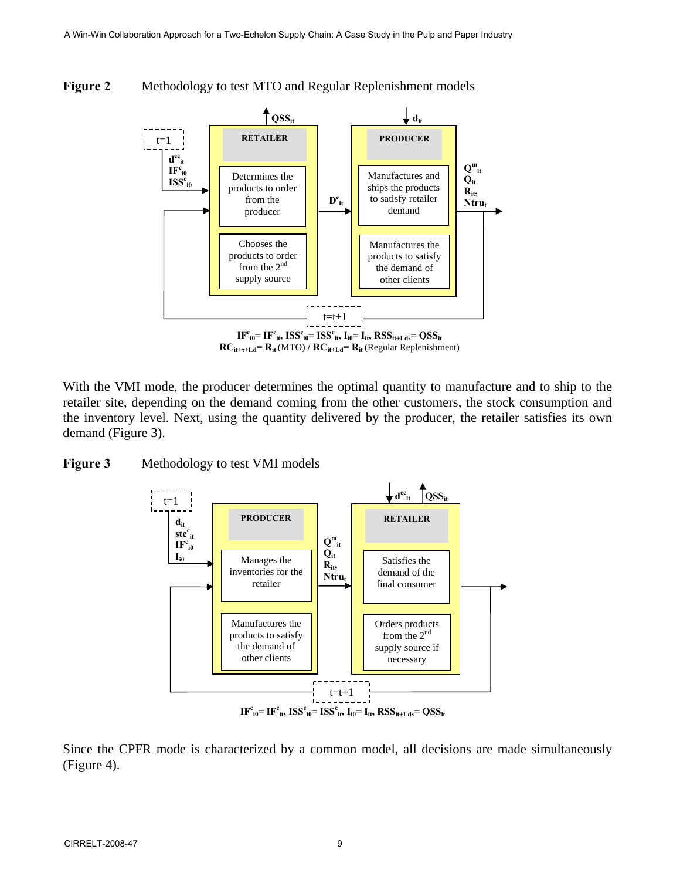**Figure 2** Methodology to test MTO and Regular Replenishment models

RETAILER

Determines the products to order from the producer

Chooses the products to order from the 2nd supply source

PRODUCER

Manufactures and ships the products to satisfy retailer demand

Manufactures the products to satisfy the demand of other clients

t=1: $d^{cc}_{it}$, $IF^{c}_{i0}$, $ISS^{c}_{i0}$

$QSS_{it}$, $d_{it}$, $D^{c}_{it}$, $Q^{m}_{it}$, $Q_{it}$, $R_{it}$, $Ntru_{t}$

t=t+1

$IF^{c}_{i0} = IF^{c}_{it}$, $ISS^{c}_{i0} = ISS^{c}_{it}$, $I_{i0} = I_{it}$, $RSS_{it+Lds} = QSS_{it}$

$RC_{it+\tau+Ld} = R_{it}$ (MTO) / $RC_{it+Ld} = R_{it}$ (Regular Replenishment)

With the VMI mode, the producer determines the optimal quantity to manufacture and to ship to the retailer site, depending on the demand coming from the other customers, the stock consumption and the inventory level. Next, using the quantity delivered by the producer, the retailer satisfies its own demand (Figure 3).

**Figure 3** Methodology to test VMI models

PRODUCER

Manages the inventories for the retailer

Manufactures the products to satisfy the demand of other clients

RETAILER

Satisfies the demand of the final consumer

Orders products from the 2nd supply source if necessary

t=1: $d_{it}$, $stc^{c}_{it}$, $IF^{c}_{i0}$, $I_{i0}$

$Q^{m}_{it}$, $Q_{it}$, $R_{it}$, $Ntru_{t}$, $d^{cc}_{it}$, $QSS_{it}$

t=t+1

$IF^{c}_{i0} = IF^{c}_{it}$, $ISS^{c}_{i0} = ISS^{c}_{it}$, $I_{i0} = I_{it}$, $RSS_{it+Lds} = QSS_{it}$

Since the CPFR mode is characterized by a common model, all decisions are made simultaneously (Figure 4).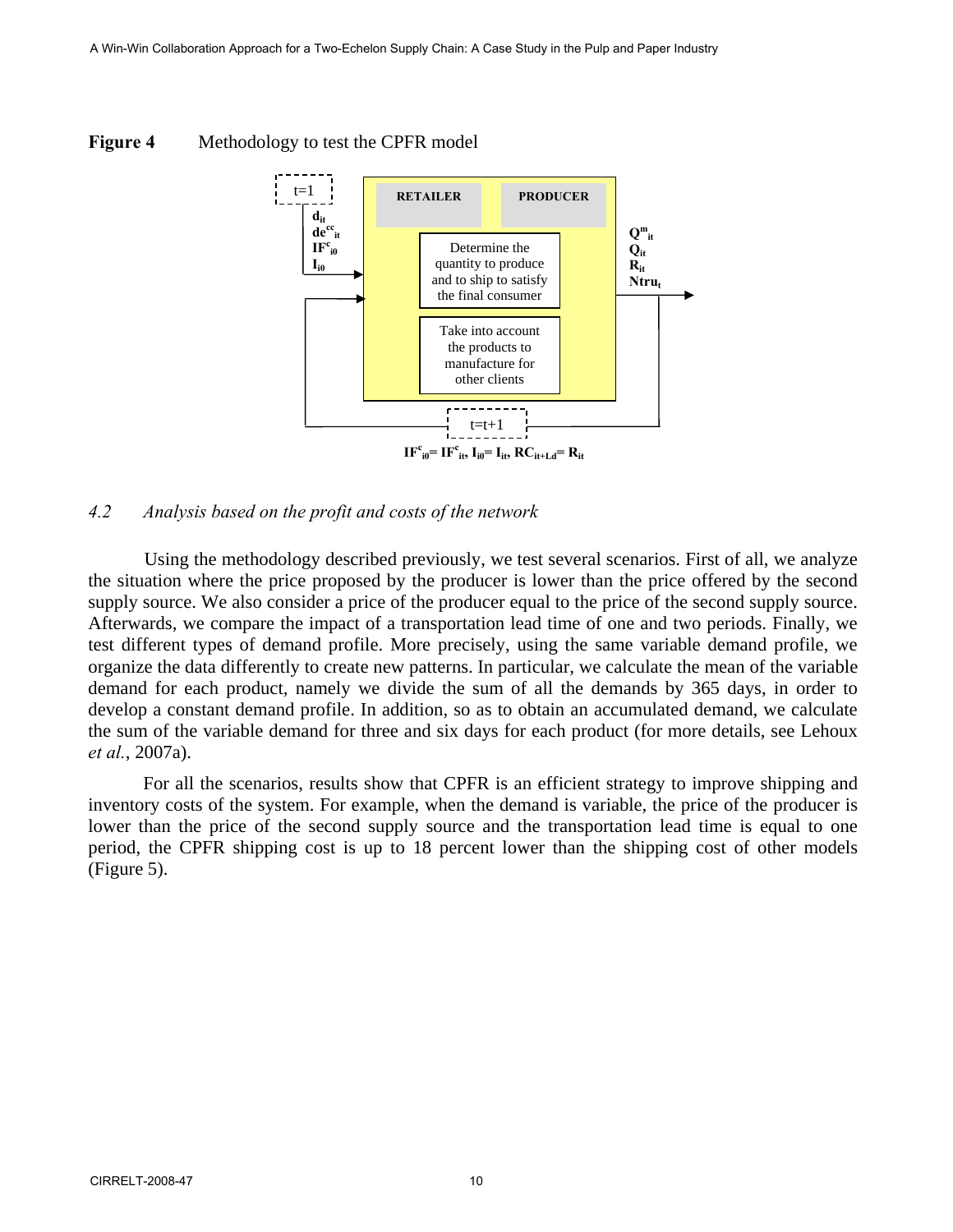**Figure 4** Methodology to test the CPFR model

t=1

$d_{it}$
$de^{cc}_{it}$
$IF^{c}_{i0}$
$I_{i0}$

RETAILER

PRODUCER

Determine the quantity to produce and to ship to satisfy the final consumer

Take into account the products to manufacture for other clients

$Q^{m}_{it}$
$Q_{it}$
$R_{it}$
$Ntru_{t}$

t=t+1

$IF^{c}_{i0} = IF^{c}_{it}$, $I_{i0} = I_{it}$, $RC_{it+Ld} = R_{it}$

### *4.2 Analysis based on the profit and costs of the network*

Using the methodology described previously, we test several scenarios. First of all, we analyze the situation where the price proposed by the producer is lower than the price offered by the second supply source. We also consider a price of the producer equal to the price of the second supply source. Afterwards, we compare the impact of a transportation lead time of one and two periods. Finally, we test different types of demand profile. More precisely, using the same variable demand profile, we organize the data differently to create new patterns. In particular, we calculate the mean of the variable demand for each product, namely we divide the sum of all the demands by 365 days, in order to develop a constant demand profile. In addition, so as to obtain an accumulated demand, we calculate the sum of the variable demand for three and six days for each product (for more details, see Lehoux *et al.*, 2007a).

For all the scenarios, results show that CPFR is an efficient strategy to improve shipping and inventory costs of the system. For example, when the demand is variable, the price of the producer is lower than the price of the second supply source and the transportation lead time is equal to one period, the CPFR shipping cost is up to 18 percent lower than the shipping cost of other models (Figure 5).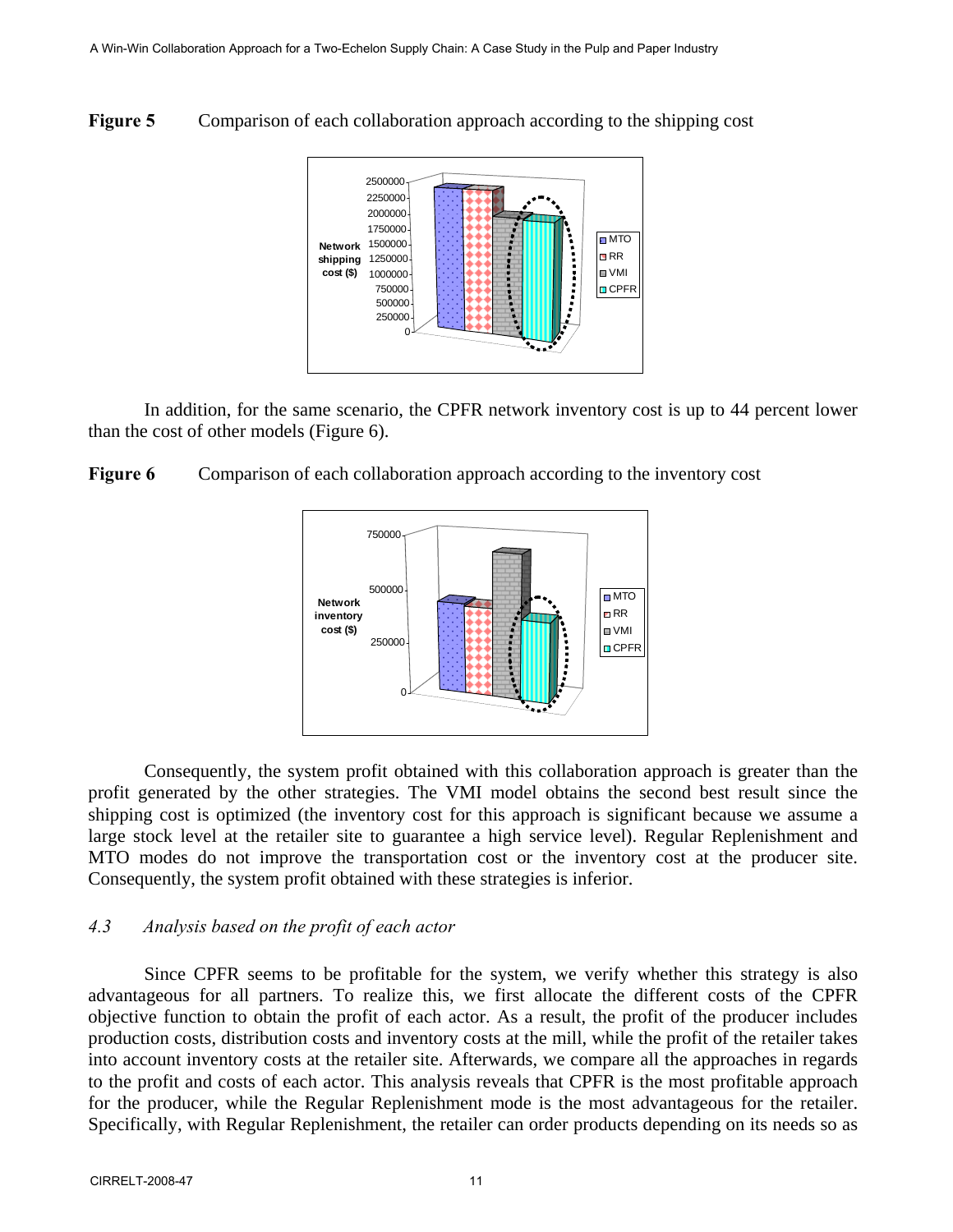**Figure 5** Comparison of each collaboration approach according to the shipping cost

In addition, for the same scenario, the CPFR network inventory cost is up to 44 percent lower than the cost of other models (Figure 6).

**Figure 6** Comparison of each collaboration approach according to the inventory cost

Consequently, the system profit obtained with this collaboration approach is greater than the profit generated by the other strategies. The VMI model obtains the second best result since the shipping cost is optimized (the inventory cost for this approach is significant because we assume a large stock level at the retailer site to guarantee a high service level). Regular Replenishment and MTO modes do not improve the transportation cost or the inventory cost at the producer site. Consequently, the system profit obtained with these strategies is inferior.

### *4.3 Analysis based on the profit of each actor*

Since CPFR seems to be profitable for the system, we verify whether this strategy is also advantageous for all partners. To realize this, we first allocate the different costs of the CPFR objective function to obtain the profit of each actor. As a result, the profit of the producer includes production costs, distribution costs and inventory costs at the mill, while the profit of the retailer takes into account inventory costs at the retailer site. Afterwards, we compare all the approaches in regards to the profit and costs of each actor. This analysis reveals that CPFR is the most profitable approach for the producer, while the Regular Replenishment mode is the most advantageous for the retailer. Specifically, with Regular Replenishment, the retailer can order products depending on its needs so as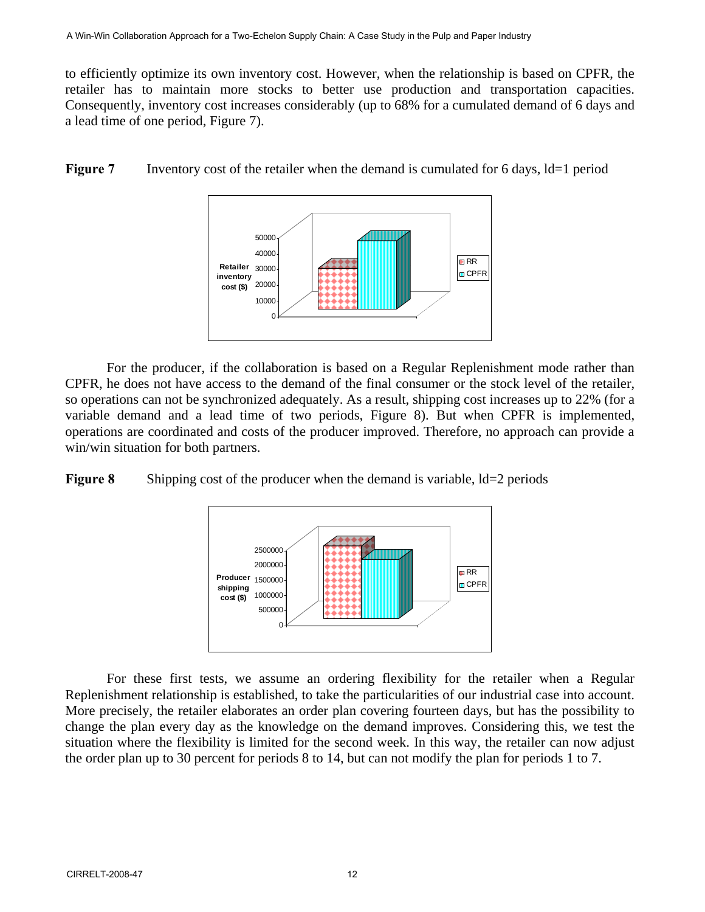to efficiently optimize its own inventory cost. However, when the relationship is based on CPFR, the retailer has to maintain more stocks to better use production and transportation capacities. Consequently, inventory cost increases considerably (up to 68% for a cumulated demand of 6 days and a lead time of one period, Figure 7).

**Figure 7** Inventory cost of the retailer when the demand is cumulated for 6 days, ld=1 period

For the producer, if the collaboration is based on a Regular Replenishment mode rather than CPFR, he does not have access to the demand of the final consumer or the stock level of the retailer, so operations can not be synchronized adequately. As a result, shipping cost increases up to 22% (for a variable demand and a lead time of two periods, Figure 8). But when CPFR is implemented, operations are coordinated and costs of the producer improved. Therefore, no approach can provide a win/win situation for both partners.

**Figure 8** Shipping cost of the producer when the demand is variable, ld=2 periods

For these first tests, we assume an ordering flexibility for the retailer when a Regular Replenishment relationship is established, to take the particularities of our industrial case into account. More precisely, the retailer elaborates an order plan covering fourteen days, but has the possibility to change the plan every day as the knowledge on the demand improves. Considering this, we test the situation where the flexibility is limited for the second week. In this way, the retailer can now adjust the order plan up to 30 percent for periods 8 to 14, but can not modify the plan for periods 1 to 7.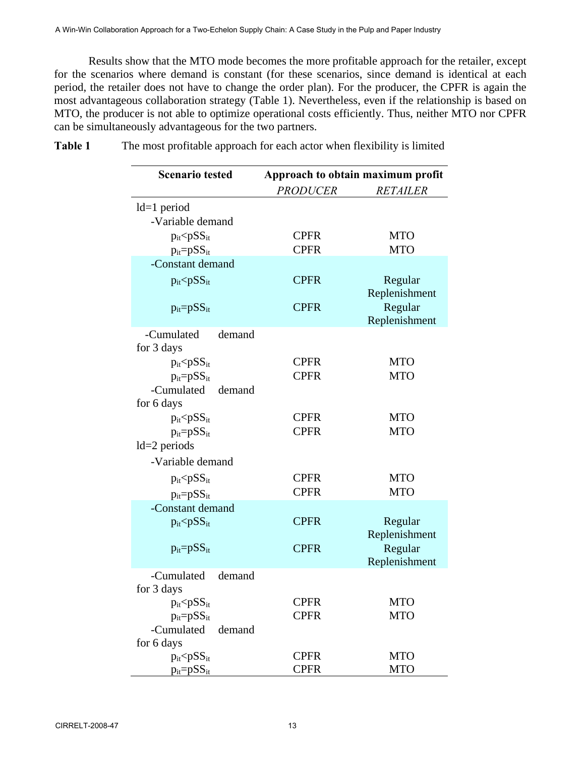Results show that the MTO mode becomes the more profitable approach for the retailer, except for the scenarios where demand is constant (for these scenarios, since demand is identical at each period, the retailer does not have to change the order plan). For the producer, the CPFR is again the most advantageous collaboration strategy (Table 1). Nevertheless, even if the relationship is based on MTO, the producer is not able to optimize operational costs efficiently. Thus, neither MTO nor CPFR can be simultaneously advantageous for the two partners.

**Table 1** The most profitable approach for each actor when flexibility is limited

| Scenario tested | Approach to obtain maximum profit | |
|---|---|---|
| | *PRODUCER* | *RETAILER* |
| ld=1 period | | |
| -Variable demand | | |
| $p_{it}<pSS_{it}$ | CPFR | MTO |
| $p_{it}=pSS_{it}$ | CPFR | MTO |
| -Constant demand | | |
| $p_{it}<pSS_{it}$ | CPFR | Regular Replenishment |
| $p_{it}=pSS_{it}$ | CPFR | Regular Replenishment |
| -Cumulated demand for 3 days | | |
| $p_{it}<pSS_{it}$ | CPFR | MTO |
| $p_{it}=pSS_{it}$ | CPFR | MTO |
| -Cumulated demand for 6 days | | |
| $p_{it}<pSS_{it}$ | CPFR | MTO |
| $p_{it}=pSS_{it}$ | CPFR | MTO |
| ld=2 periods | | |
| -Variable demand | | |
| $p_{it}<pSS_{it}$ | CPFR | MTO |
| $p_{it}=pSS_{it}$ | CPFR | MTO |
| -Constant demand | | |
| $p_{it}<pSS_{it}$ | CPFR | Regular Replenishment |
| $p_{it}=pSS_{it}$ | CPFR | Regular Replenishment |
| -Cumulated demand for 3 days | | |
| $p_{it}<pSS_{it}$ | CPFR | MTO |
| $p_{it}=pSS_{it}$ | CPFR | MTO |
| -Cumulated demand for 6 days | | |
| $p_{it}<pSS_{it}$ | CPFR | MTO |
| $p_{it}=pSS_{it}$ | CPFR | MTO |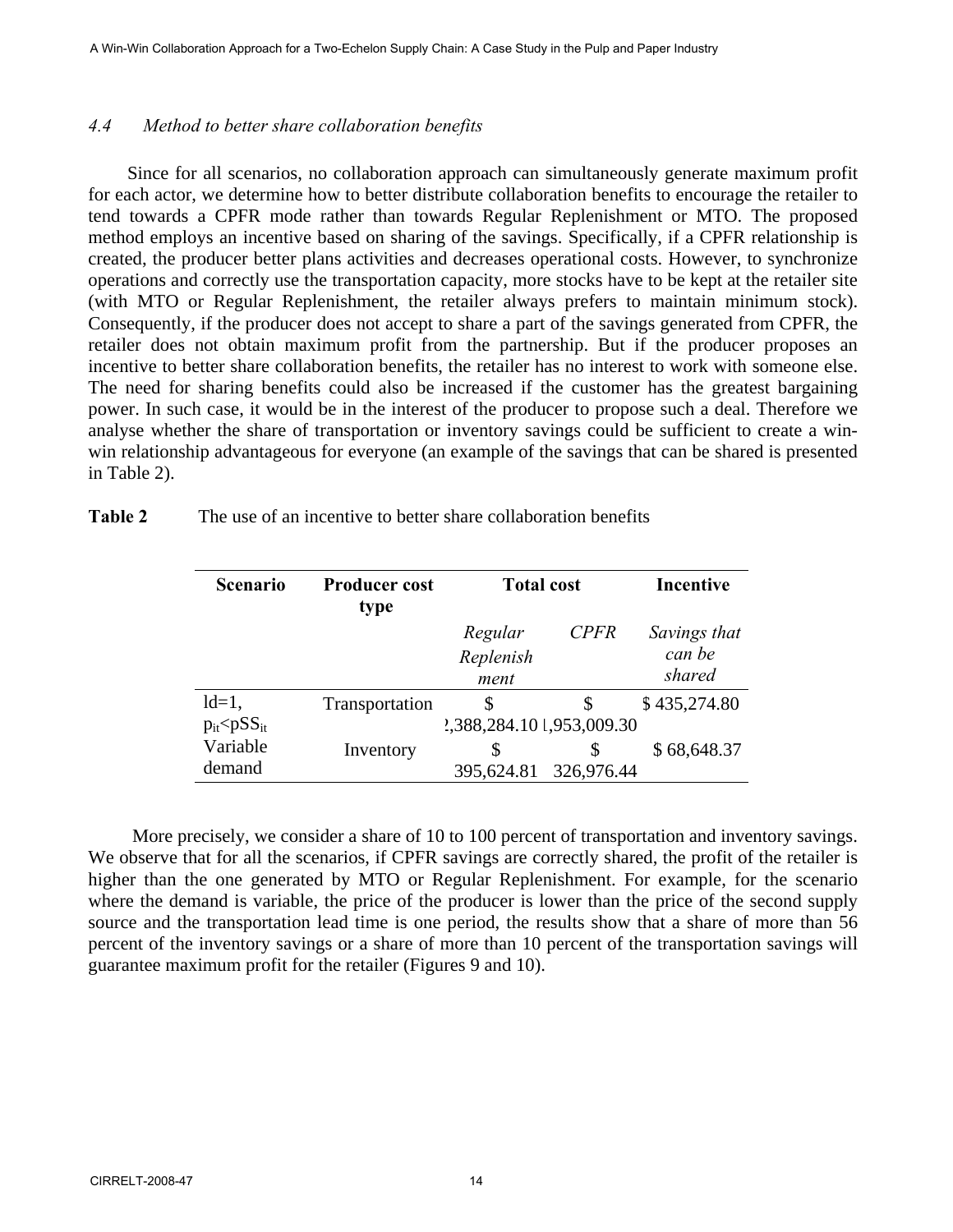### *4.4 Method to better share collaboration benefits*

Since for all scenarios, no collaboration approach can simultaneously generate maximum profit for each actor, we determine how to better distribute collaboration benefits to encourage the retailer to tend towards a CPFR mode rather than towards Regular Replenishment or MTO. The proposed method employs an incentive based on sharing of the savings. Specifically, if a CPFR relationship is created, the producer better plans activities and decreases operational costs. However, to synchronize operations and correctly use the transportation capacity, more stocks have to be kept at the retailer site (with MTO or Regular Replenishment, the retailer always prefers to maintain minimum stock). Consequently, if the producer does not accept to share a part of the savings generated from CPFR, the retailer does not obtain maximum profit from the partnership. But if the producer proposes an incentive to better share collaboration benefits, the retailer has no interest to work with someone else. The need for sharing benefits could also be increased if the customer has the greatest bargaining power. In such case, it would be in the interest of the producer to propose such a deal. Therefore we analyse whether the share of transportation or inventory savings could be sufficient to create a win-win relationship advantageous for everyone (an example of the savings that can be shared is presented in Table 2).

**Table 2** The use of an incentive to better share collaboration benefits

| Scenario | Producer cost type | Total cost | | Incentive |
|---|---|---|---|---|
| | | *Regular Replenishment* | *CPFR* | *Savings that can be shared* |
| $ld=1$, $p_{it}<pSS_{it}$ Variable demand | Transportation | $ 2,388,284.10 | $ 1,953,009.30 | $ 435,274.80 |
| | Inventory | $ 395,624.81 | $ 326,976.44 | $ 68,648.37 |

More precisely, we consider a share of 10 to 100 percent of transportation and inventory savings. We observe that for all the scenarios, if CPFR savings are correctly shared, the profit of the retailer is higher than the one generated by MTO or Regular Replenishment. For example, for the scenario where the demand is variable, the price of the producer is lower than the price of the second supply source and the transportation lead time is one period, the results show that a share of more than 56 percent of the inventory savings or a share of more than 10 percent of the transportation savings will guarantee maximum profit for the retailer (Figures 9 and 10).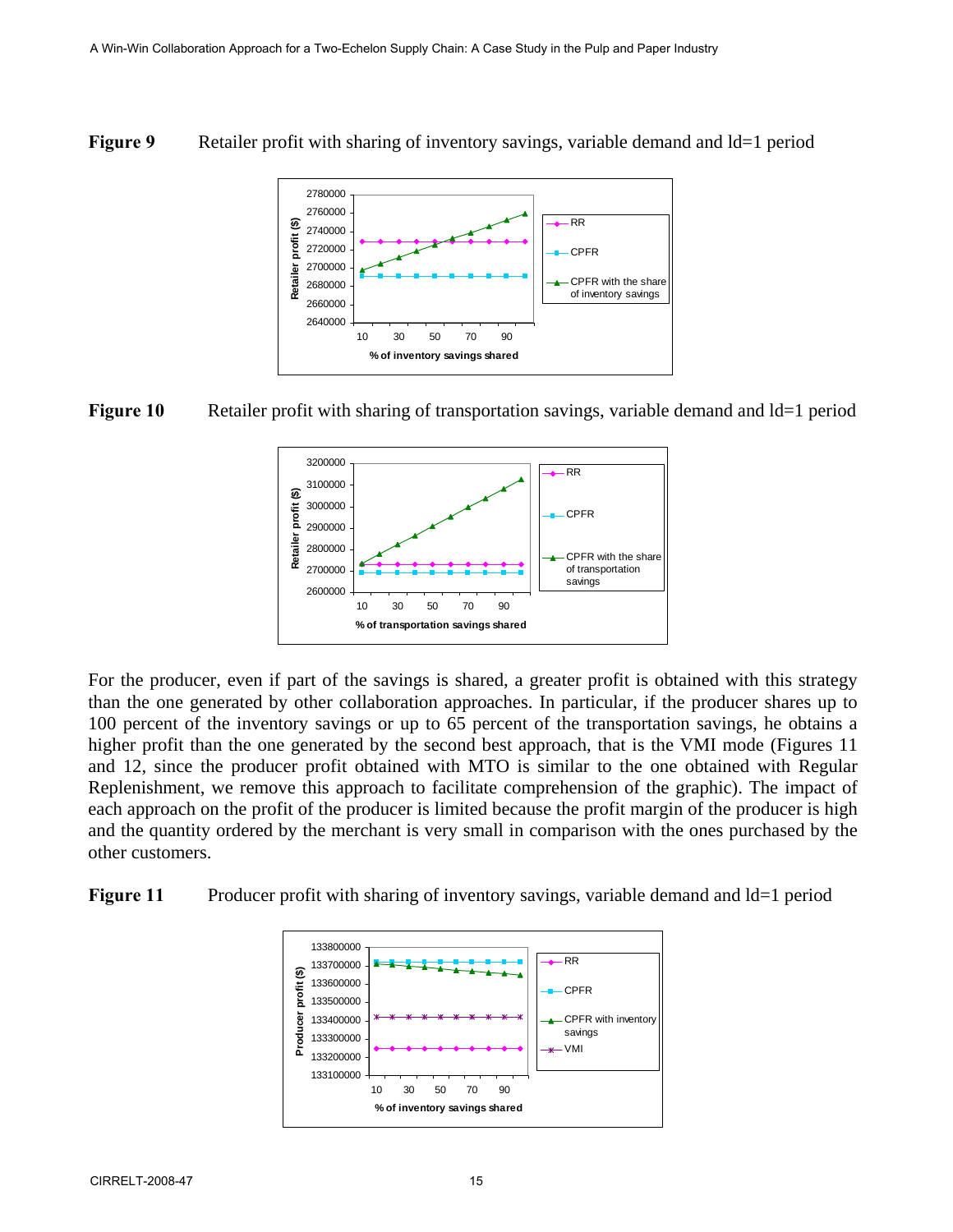**Figure 9** Retailer profit with sharing of inventory savings, variable demand and ld=1 period

**Figure 10** Retailer profit with sharing of transportation savings, variable demand and ld=1 period

For the producer, even if part of the savings is shared, a greater profit is obtained with this strategy than the one generated by other collaboration approaches. In particular, if the producer shares up to 100 percent of the inventory savings or up to 65 percent of the transportation savings, he obtains a higher profit than the one generated by the second best approach, that is the VMI mode (Figures 11 and 12, since the producer profit obtained with MTO is similar to the one obtained with Regular Replenishment, we remove this approach to facilitate comprehension of the graphic). The impact of each approach on the profit of the producer is limited because the profit margin of the producer is high and the quantity ordered by the merchant is very small in comparison with the ones purchased by the other customers.

**Figure 11** Producer profit with sharing of inventory savings, variable demand and ld=1 period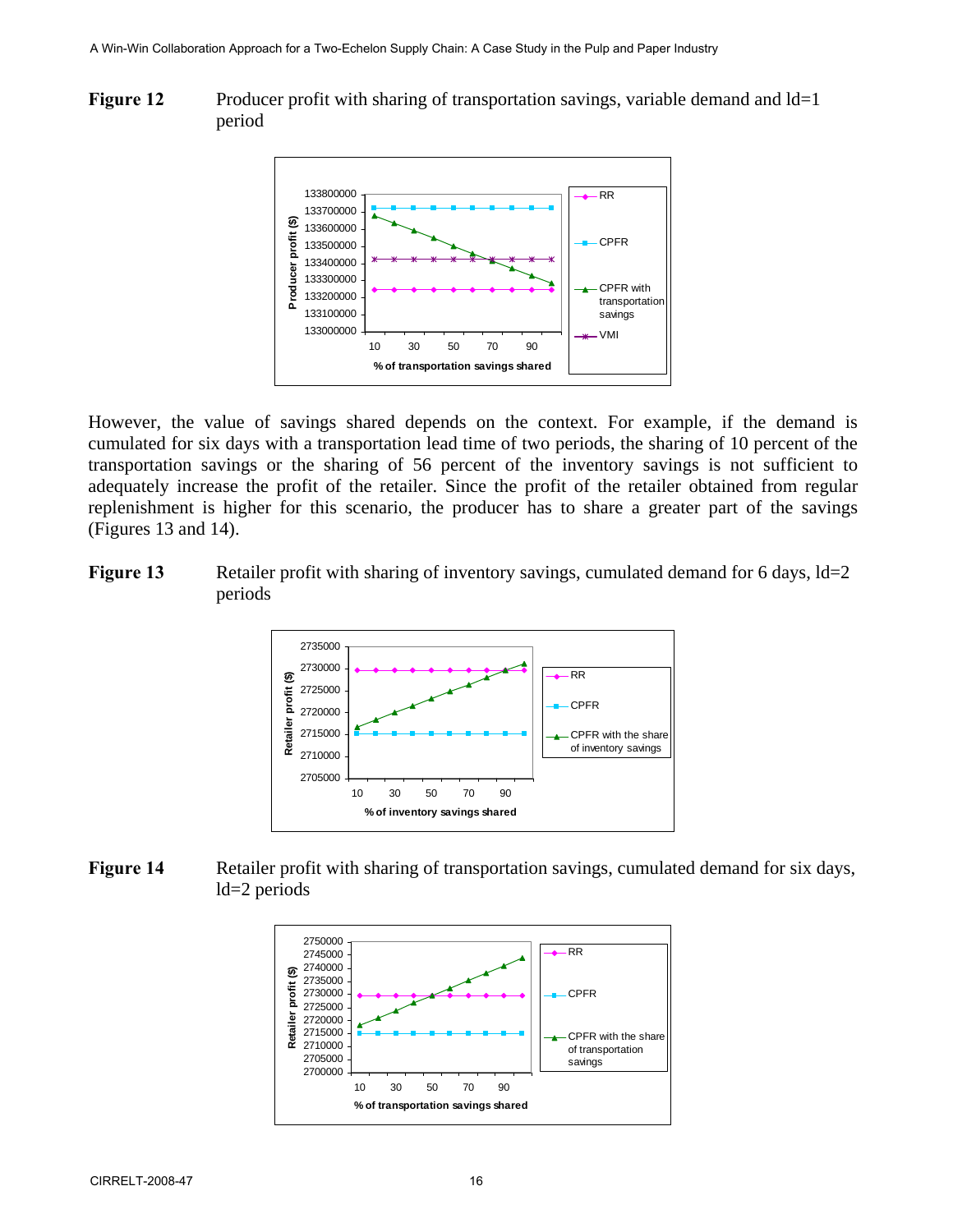**Figure 12** Producer profit with sharing of transportation savings, variable demand and ld=1 period

However, the value of savings shared depends on the context. For example, if the demand is cumulated for six days with a transportation lead time of two periods, the sharing of 10 percent of the transportation savings or the sharing of 56 percent of the inventory savings is not sufficient to adequately increase the profit of the retailer. Since the profit of the retailer obtained from regular replenishment is higher for this scenario, the producer has to share a greater part of the savings (Figures 13 and 14).

**Figure 13** Retailer profit with sharing of inventory savings, cumulated demand for 6 days, ld=2 periods

**Figure 14** Retailer profit with sharing of transportation savings, cumulated demand for six days, ld=2 periods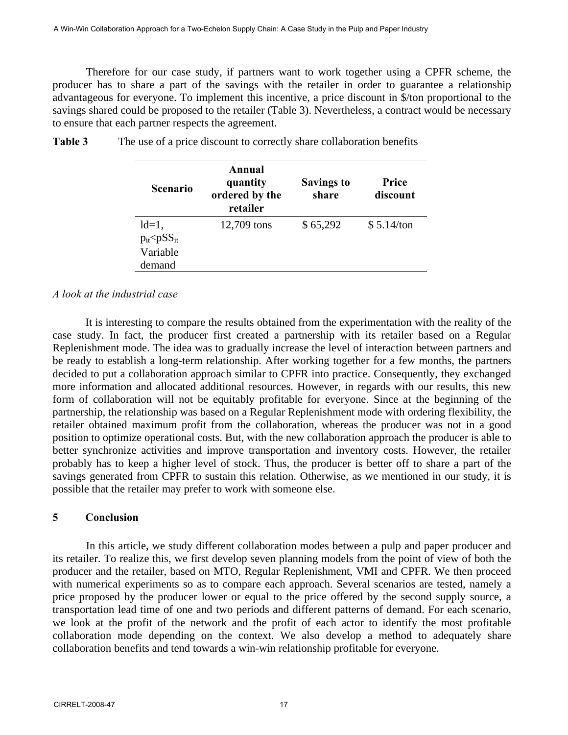Therefore for our case study, if partners want to work together using a CPFR scheme, the producer has to share a part of the savings with the retailer in order to guarantee a relationship advantageous for everyone. To implement this incentive, a price discount in \$/ton proportional to the savings shared could be proposed to the retailer (Table 3). Nevertheless, a contract would be necessary to ensure that each partner respects the agreement.

**Table 3** The use of a price discount to correctly share collaboration benefits

| Scenario | Annual quantity ordered by the retailer | Savings to share | Price discount |
|---|---|---|---|
| ld=1, $p_{it}<pSS_{it}$ Variable demand | 12,709 tons | \$ 65,292 | \$ 5.14/ton |

*A look at the industrial case*

It is interesting to compare the results obtained from the experimentation with the reality of the case study. In fact, the producer first created a partnership with its retailer based on a Regular Replenishment mode. The idea was to gradually increase the level of interaction between partners and be ready to establish a long-term relationship. After working together for a few months, the partners decided to put a collaboration approach similar to CPFR into practice. Consequently, they exchanged more information and allocated additional resources. However, in regards with our results, this new form of collaboration will not be equitably profitable for everyone. Since at the beginning of the partnership, the relationship was based on a Regular Replenishment mode with ordering flexibility, the retailer obtained maximum profit from the collaboration, whereas the producer was not in a good position to optimize operational costs. But, with the new collaboration approach the producer is able to better synchronize activities and improve transportation and inventory costs. However, the retailer probably has to keep a higher level of stock. Thus, the producer is better off to share a part of the savings generated from CPFR to sustain this relation. Otherwise, as we mentioned in our study, it is possible that the retailer may prefer to work with someone else.

## 5 Conclusion

In this article, we study different collaboration modes between a pulp and paper producer and its retailer. To realize this, we first develop seven planning models from the point of view of both the producer and the retailer, based on MTO, Regular Replenishment, VMI and CPFR. We then proceed with numerical experiments so as to compare each approach. Several scenarios are tested, namely a price proposed by the producer lower or equal to the price offered by the second supply source, a transportation lead time of one and two periods and different patterns of demand. For each scenario, we look at the profit of the network and the profit of each actor to identify the most profitable collaboration mode depending on the context. We also develop a method to adequately share collaboration benefits and tend towards a win-win relationship profitable for everyone.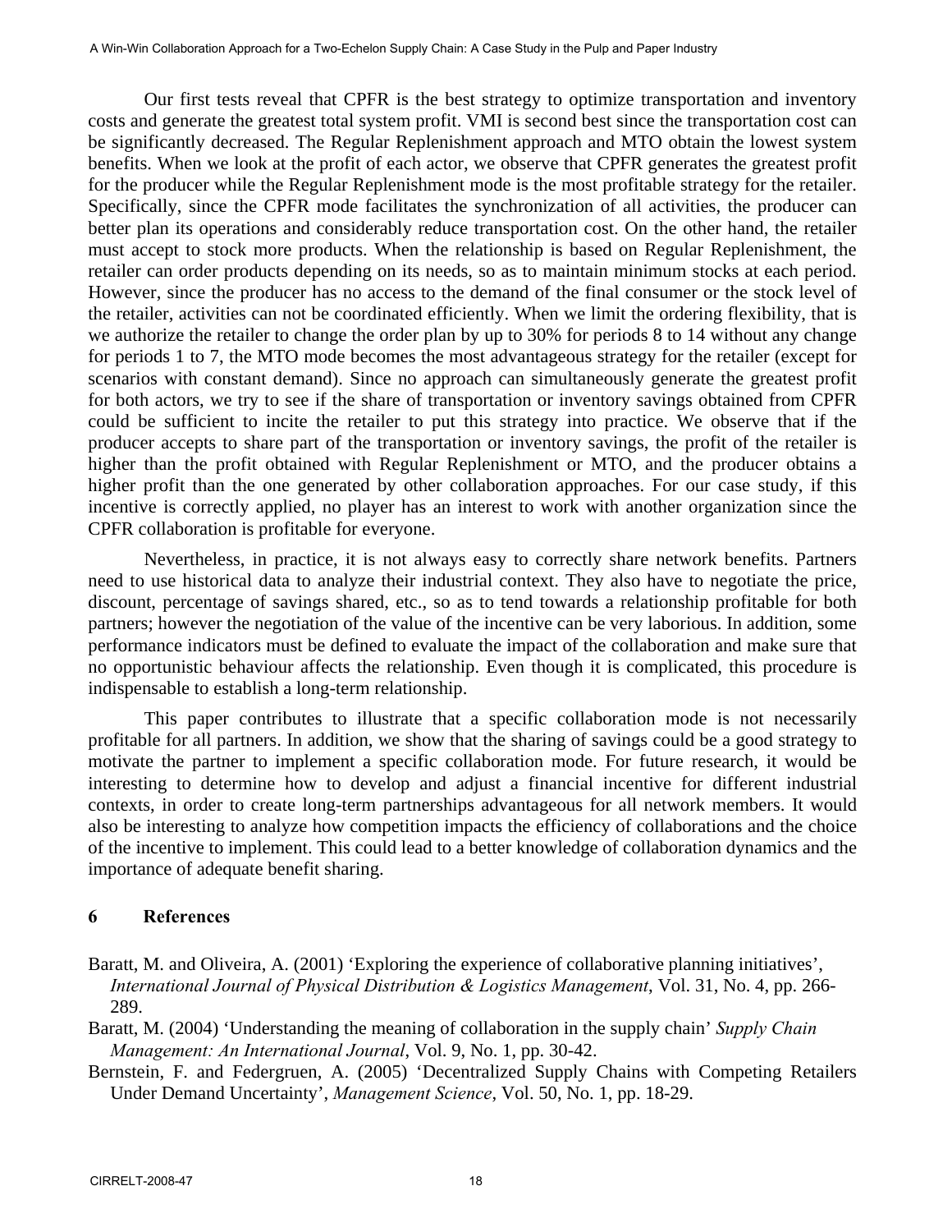Our first tests reveal that CPFR is the best strategy to optimize transportation and inventory costs and generate the greatest total system profit. VMI is second best since the transportation cost can be significantly decreased. The Regular Replenishment approach and MTO obtain the lowest system benefits. When we look at the profit of each actor, we observe that CPFR generates the greatest profit for the producer while the Regular Replenishment mode is the most profitable strategy for the retailer. Specifically, since the CPFR mode facilitates the synchronization of all activities, the producer can better plan its operations and considerably reduce transportation cost. On the other hand, the retailer must accept to stock more products. When the relationship is based on Regular Replenishment, the retailer can order products depending on its needs, so as to maintain minimum stocks at each period. However, since the producer has no access to the demand of the final consumer or the stock level of the retailer, activities can not be coordinated efficiently. When we limit the ordering flexibility, that is we authorize the retailer to change the order plan by up to 30% for periods 8 to 14 without any change for periods 1 to 7, the MTO mode becomes the most advantageous strategy for the retailer (except for scenarios with constant demand). Since no approach can simultaneously generate the greatest profit for both actors, we try to see if the share of transportation or inventory savings obtained from CPFR could be sufficient to incite the retailer to put this strategy into practice. We observe that if the producer accepts to share part of the transportation or inventory savings, the profit of the retailer is higher than the profit obtained with Regular Replenishment or MTO, and the producer obtains a higher profit than the one generated by other collaboration approaches. For our case study, if this incentive is correctly applied, no player has an interest to work with another organization since the CPFR collaboration is profitable for everyone.

Nevertheless, in practice, it is not always easy to correctly share network benefits. Partners need to use historical data to analyze their industrial context. They also have to negotiate the price, discount, percentage of savings shared, etc., so as to tend towards a relationship profitable for both partners; however the negotiation of the value of the incentive can be very laborious. In addition, some performance indicators must be defined to evaluate the impact of the collaboration and make sure that no opportunistic behaviour affects the relationship. Even though it is complicated, this procedure is indispensable to establish a long-term relationship.

This paper contributes to illustrate that a specific collaboration mode is not necessarily profitable for all partners. In addition, we show that the sharing of savings could be a good strategy to motivate the partner to implement a specific collaboration mode. For future research, it would be interesting to determine how to develop and adjust a financial incentive for different industrial contexts, in order to create long-term partnerships advantageous for all network members. It would also be interesting to analyze how competition impacts the efficiency of collaborations and the choice of the incentive to implement. This could lead to a better knowledge of collaboration dynamics and the importance of adequate benefit sharing.

# 6 References

Baratt, M. and Oliveira, A. (2001) 'Exploring the experience of collaborative planning initiatives', *International Journal of Physical Distribution & Logistics Management*, Vol. 31, No. 4, pp. 266-289.

Baratt, M. (2004) 'Understanding the meaning of collaboration in the supply chain' *Supply Chain Management: An International Journal*, Vol. 9, No. 1, pp. 30-42.

Bernstein, F. and Federgruen, A. (2005) 'Decentralized Supply Chains with Competing Retailers Under Demand Uncertainty', *Management Science*, Vol. 50, No. 1, pp. 18-29.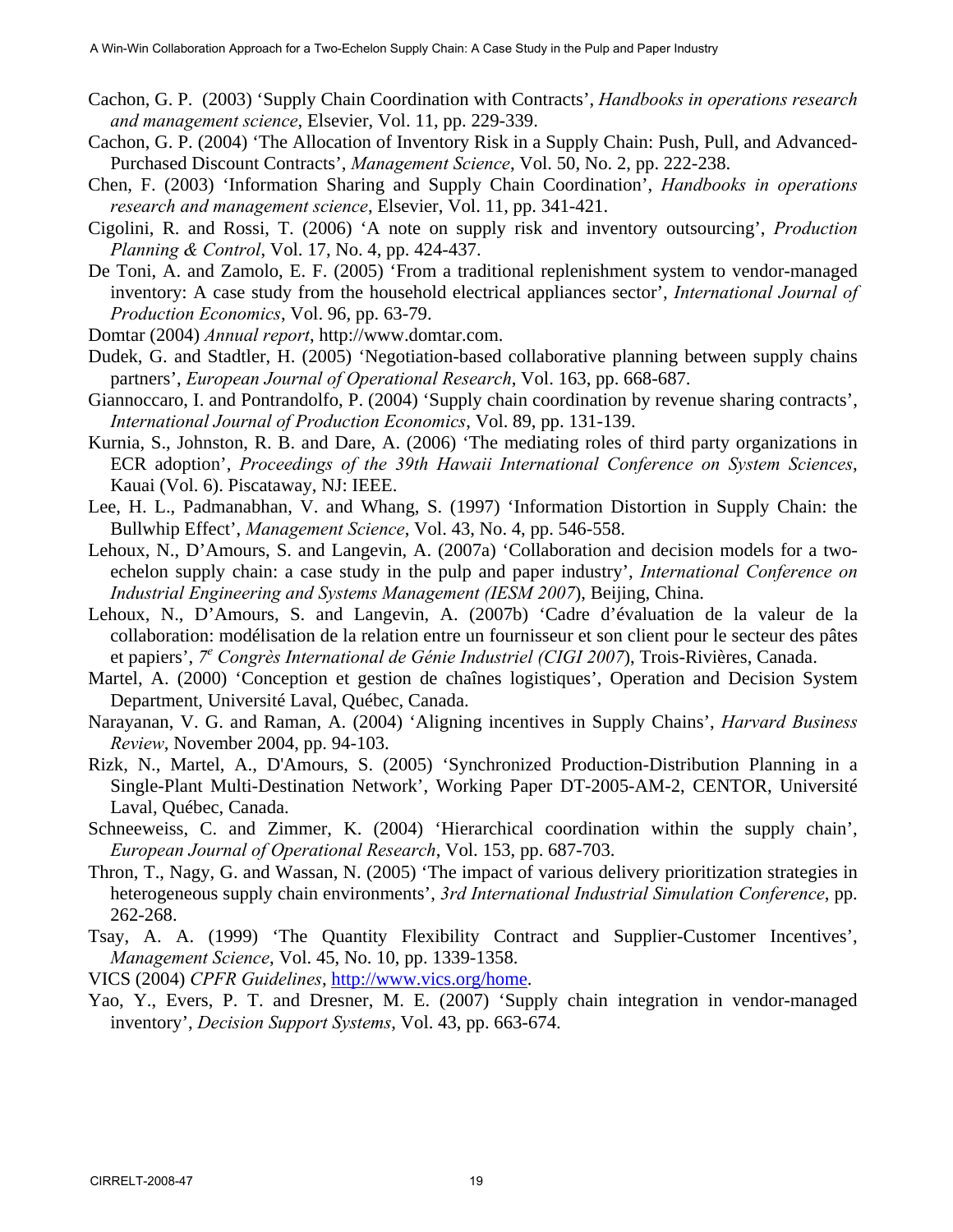Cachon, G. P. (2003) 'Supply Chain Coordination with Contracts', *Handbooks in operations research and management science*, Elsevier, Vol. 11, pp. 229-339.

Cachon, G. P. (2004) 'The Allocation of Inventory Risk in a Supply Chain: Push, Pull, and Advanced-Purchased Discount Contracts', *Management Science*, Vol. 50, No. 2, pp. 222-238.

Chen, F. (2003) 'Information Sharing and Supply Chain Coordination', *Handbooks in operations research and management science*, Elsevier, Vol. 11, pp. 341-421.

Cigolini, R. and Rossi, T. (2006) 'A note on supply risk and inventory outsourcing', *Production Planning & Control*, Vol. 17, No. 4, pp. 424-437.

De Toni, A. and Zamolo, E. F. (2005) 'From a traditional replenishment system to vendor-managed inventory: A case study from the household electrical appliances sector', *International Journal of Production Economics*, Vol. 96, pp. 63-79.

Domtar (2004) *Annual report*, http://www.domtar.com.

Dudek, G. and Stadtler, H. (2005) 'Negotiation-based collaborative planning between supply chains partners', *European Journal of Operational Research*, Vol. 163, pp. 668-687.

Giannoccaro, I. and Pontrandolfo, P. (2004) 'Supply chain coordination by revenue sharing contracts', *International Journal of Production Economics*, Vol. 89, pp. 131-139.

Kurnia, S., Johnston, R. B. and Dare, A. (2006) 'The mediating roles of third party organizations in ECR adoption', *Proceedings of the 39th Hawaii International Conference on System Sciences*, Kauai (Vol. 6). Piscataway, NJ: IEEE.

Lee, H. L., Padmanabhan, V. and Whang, S. (1997) 'Information Distortion in Supply Chain: the Bullwhip Effect', *Management Science*, Vol. 43, No. 4, pp. 546-558.

Lehoux, N., D'Amours, S. and Langevin, A. (2007a) 'Collaboration and decision models for a two-echelon supply chain: a case study in the pulp and paper industry', *International Conference on Industrial Engineering and Systems Management (IESM 2007*), Beijing, China.

Lehoux, N., D'Amours, S. and Langevin, A. (2007b) 'Cadre d'évaluation de la valeur de la collaboration: modélisation de la relation entre un fournisseur et son client pour le secteur des pâtes et papiers', *7e Congrès International de Génie Industriel (CIGI 2007*), Trois-Rivières, Canada.

Martel, A. (2000) 'Conception et gestion de chaînes logistiques', Operation and Decision System Department, Université Laval, Québec, Canada.

Narayanan, V. G. and Raman, A. (2004) 'Aligning incentives in Supply Chains', *Harvard Business Review*, November 2004, pp. 94-103.

Rizk, N., Martel, A., D'Amours, S. (2005) 'Synchronized Production-Distribution Planning in a Single-Plant Multi-Destination Network', Working Paper DT-2005-AM-2, CENTOR, Université Laval, Québec, Canada.

Schneeweiss, C. and Zimmer, K. (2004) 'Hierarchical coordination within the supply chain', *European Journal of Operational Research*, Vol. 153, pp. 687-703.

Thron, T., Nagy, G. and Wassan, N. (2005) 'The impact of various delivery prioritization strategies in heterogeneous supply chain environments', *3rd International Industrial Simulation Conference*, pp. 262-268.

Tsay, A. A. (1999) 'The Quantity Flexibility Contract and Supplier-Customer Incentives', *Management Science*, Vol. 45, No. 10, pp. 1339-1358.

VICS (2004) *CPFR Guidelines*, http://www.vics.org/home.

Yao, Y., Evers, P. T. and Dresner, M. E. (2007) 'Supply chain integration in vendor-managed inventory', *Decision Support Systems*, Vol. 43, pp. 663-674.